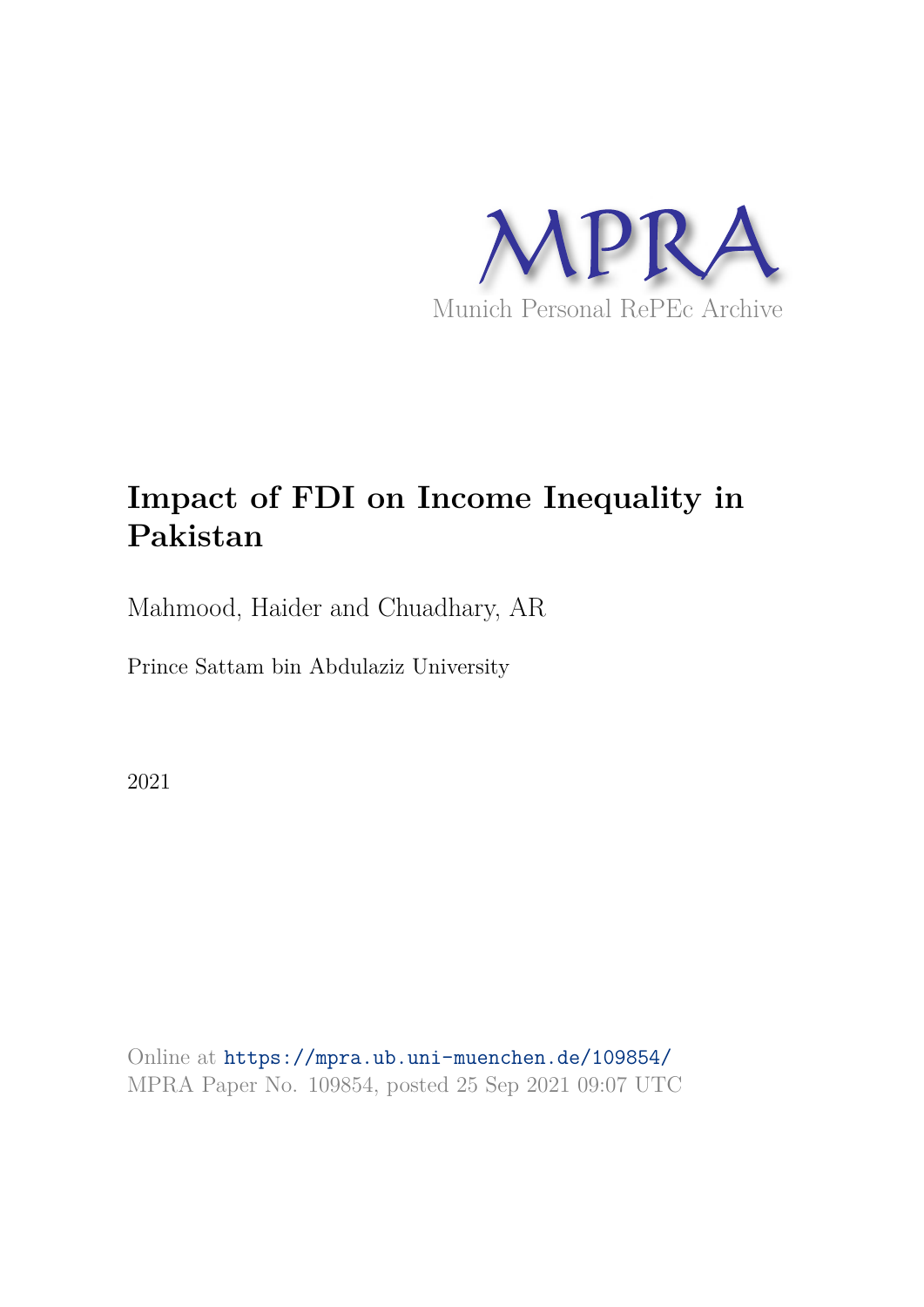MPRA

Munich Personal RePEc Archive

# Impact of FDI on Income Inequality in Pakistan

Mahmood, Haider and Chuadhary, AR

Prince Sattam bin Abdulaziz University

2021

Online at https://mpra.ub.uni-muenchen.de/109854/
MPRA Paper No. 109854, posted 25 Sep 2021 09:07 UTC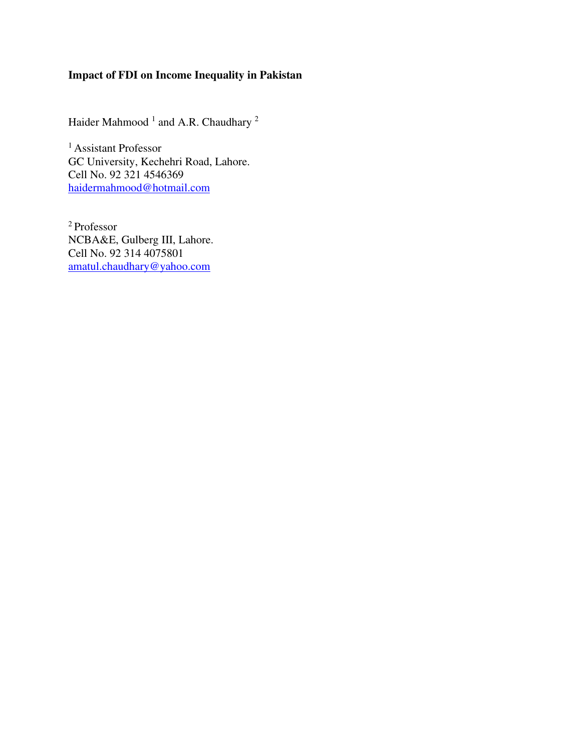**Impact of FDI on Income Inequality in Pakistan**

Haider Mahmood [1] and A.R. Chaudhary [2]

[1] Assistant Professor
GC University, Kechehri Road, Lahore.
Cell No. 92 321 4546369
haidermahmood@hotmail.com

[2] Professor
NCBA&E, Gulberg III, Lahore.
Cell No. 92 314 4075801
amatul.chaudhary@yahoo.com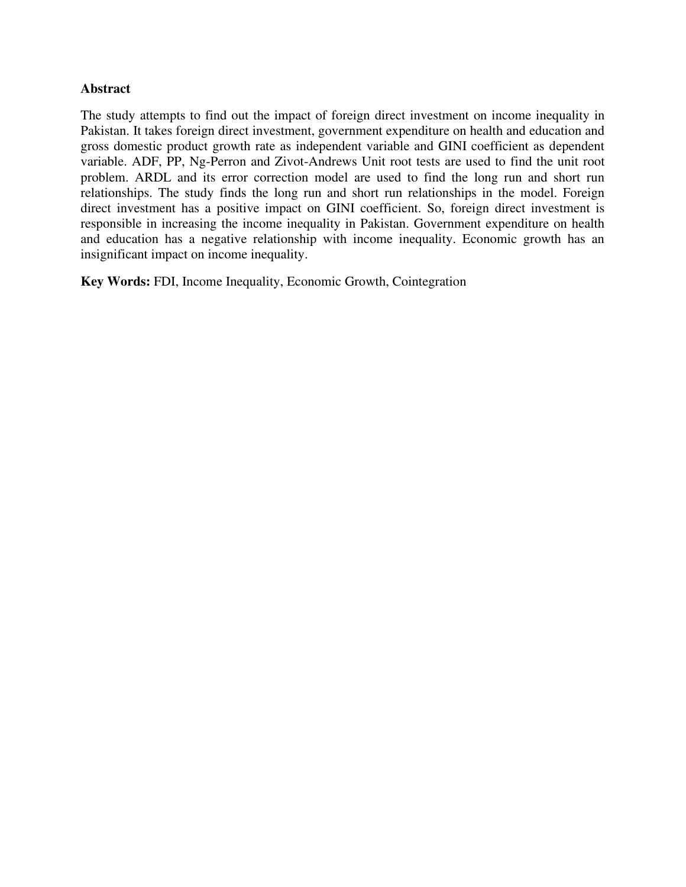## Abstract

The study attempts to find out the impact of foreign direct investment on income inequality in Pakistan. It takes foreign direct investment, government expenditure on health and education and gross domestic product growth rate as independent variable and GINI coefficient as dependent variable. ADF, PP, Ng-Perron and Zivot-Andrews Unit root tests are used to find the unit root problem. ARDL and its error correction model are used to find the long run and short run relationships. The study finds the long run and short run relationships in the model. Foreign direct investment has a positive impact on GINI coefficient. So, foreign direct investment is responsible in increasing the income inequality in Pakistan. Government expenditure on health and education has a negative relationship with income inequality. Economic growth has an insignificant impact on income inequality.

**Key Words:** FDI, Income Inequality, Economic Growth, Cointegration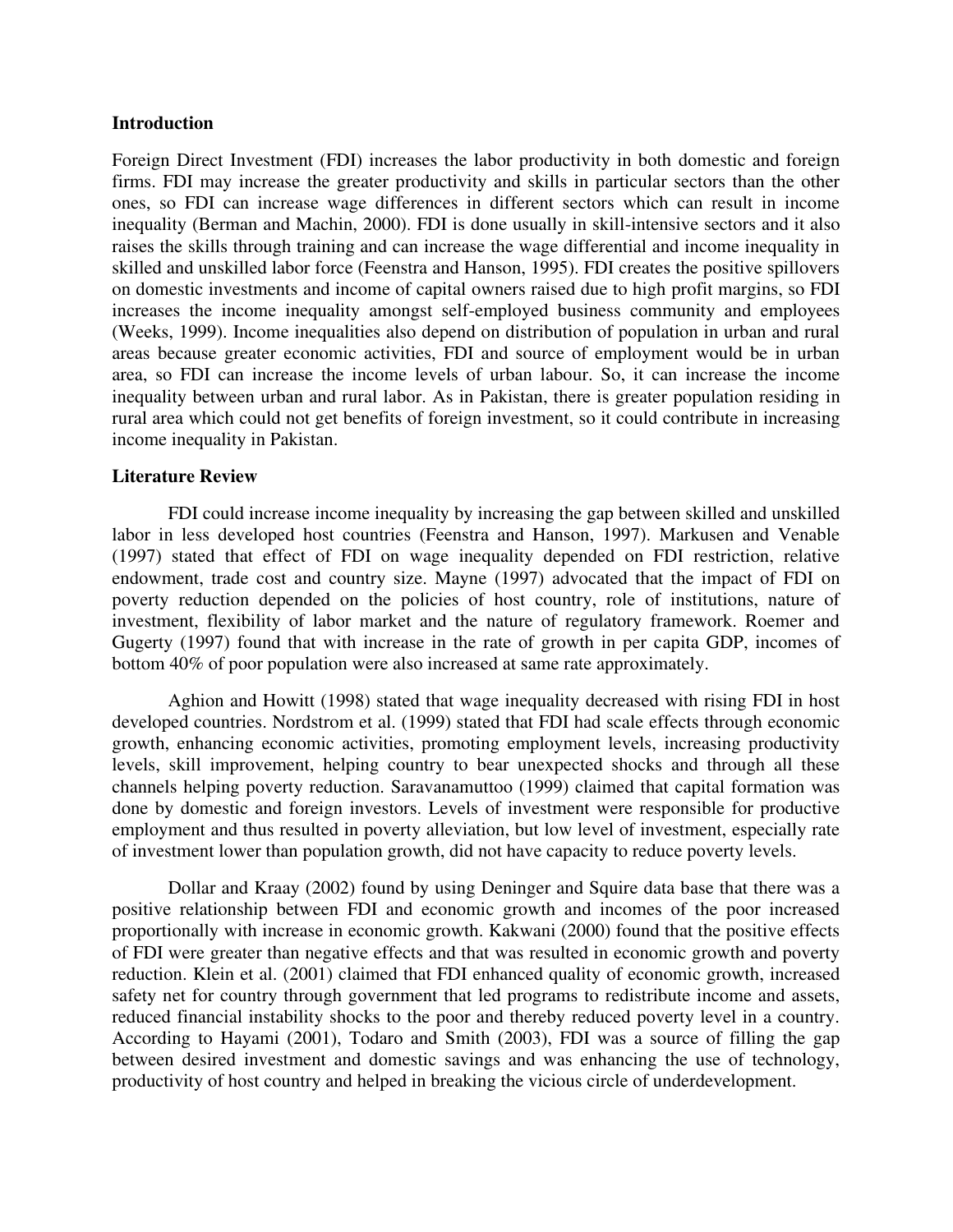## Introduction

Foreign Direct Investment (FDI) increases the labor productivity in both domestic and foreign firms. FDI may increase the greater productivity and skills in particular sectors than the other ones, so FDI can increase wage differences in different sectors which can result in income inequality (Berman and Machin, 2000). FDI is done usually in skill-intensive sectors and it also raises the skills through training and can increase the wage differential and income inequality in skilled and unskilled labor force (Feenstra and Hanson, 1995). FDI creates the positive spillovers on domestic investments and income of capital owners raised due to high profit margins, so FDI increases the income inequality amongst self-employed business community and employees (Weeks, 1999). Income inequalities also depend on distribution of population in urban and rural areas because greater economic activities, FDI and source of employment would be in urban area, so FDI can increase the income levels of urban labour. So, it can increase the income inequality between urban and rural labor. As in Pakistan, there is greater population residing in rural area which could not get benefits of foreign investment, so it could contribute in increasing income inequality in Pakistan.

## Literature Review

FDI could increase income inequality by increasing the gap between skilled and unskilled labor in less developed host countries (Feenstra and Hanson, 1997). Markusen and Venable (1997) stated that effect of FDI on wage inequality depended on FDI restriction, relative endowment, trade cost and country size. Mayne (1997) advocated that the impact of FDI on poverty reduction depended on the policies of host country, role of institutions, nature of investment, flexibility of labor market and the nature of regulatory framework. Roemer and Gugerty (1997) found that with increase in the rate of growth in per capita GDP, incomes of bottom 40% of poor population were also increased at same rate approximately.

Aghion and Howitt (1998) stated that wage inequality decreased with rising FDI in host developed countries. Nordstrom et al. (1999) stated that FDI had scale effects through economic growth, enhancing economic activities, promoting employment levels, increasing productivity levels, skill improvement, helping country to bear unexpected shocks and through all these channels helping poverty reduction. Saravanamuttoo (1999) claimed that capital formation was done by domestic and foreign investors. Levels of investment were responsible for productive employment and thus resulted in poverty alleviation, but low level of investment, especially rate of investment lower than population growth, did not have capacity to reduce poverty levels.

Dollar and Kraay (2002) found by using Deninger and Squire data base that there was a positive relationship between FDI and economic growth and incomes of the poor increased proportionally with increase in economic growth. Kakwani (2000) found that the positive effects of FDI were greater than negative effects and that was resulted in economic growth and poverty reduction. Klein et al. (2001) claimed that FDI enhanced quality of economic growth, increased safety net for country through government that led programs to redistribute income and assets, reduced financial instability shocks to the poor and thereby reduced poverty level in a country. According to Hayami (2001), Todaro and Smith (2003), FDI was a source of filling the gap between desired investment and domestic savings and was enhancing the use of technology, productivity of host country and helped in breaking the vicious circle of underdevelopment.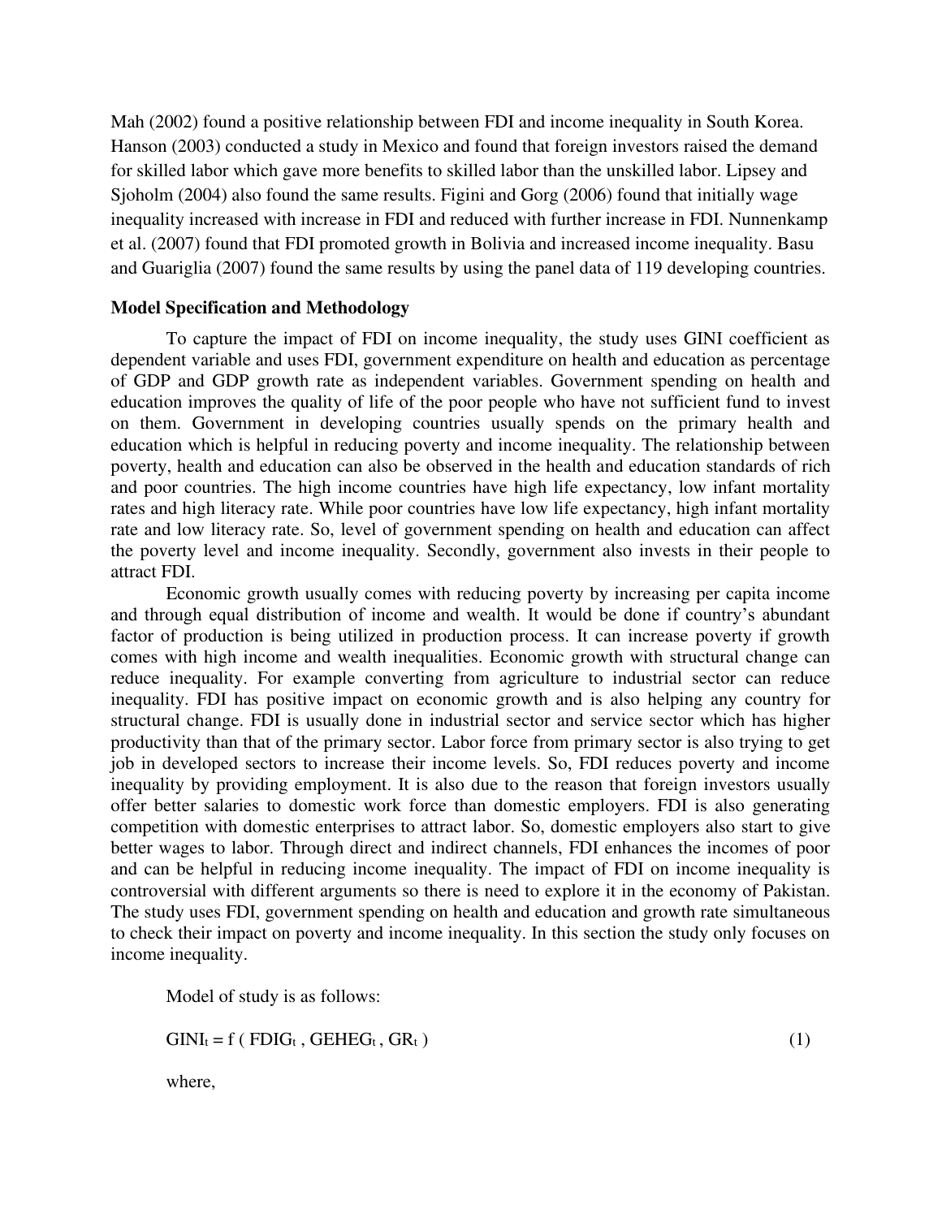Mah (2002) found a positive relationship between FDI and income inequality in South Korea. Hanson (2003) conducted a study in Mexico and found that foreign investors raised the demand for skilled labor which gave more benefits to skilled labor than the unskilled labor. Lipsey and Sjoholm (2004) also found the same results. Figini and Gorg (2006) found that initially wage inequality increased with increase in FDI and reduced with further increase in FDI. Nunnenkamp et al. (2007) found that FDI promoted growth in Bolivia and increased income inequality. Basu and Guariglia (2007) found the same results by using the panel data of 119 developing countries.

**Model Specification and Methodology**

To capture the impact of FDI on income inequality, the study uses GINI coefficient as dependent variable and uses FDI, government expenditure on health and education as percentage of GDP and GDP growth rate as independent variables. Government spending on health and education improves the quality of life of the poor people who have not sufficient fund to invest on them. Government in developing countries usually spends on the primary health and education which is helpful in reducing poverty and income inequality. The relationship between poverty, health and education can also be observed in the health and education standards of rich and poor countries. The high income countries have high life expectancy, low infant mortality rates and high literacy rate. While poor countries have low life expectancy, high infant mortality rate and low literacy rate. So, level of government spending on health and education can affect the poverty level and income inequality. Secondly, government also invests in their people to attract FDI.

Economic growth usually comes with reducing poverty by increasing per capita income and through equal distribution of income and wealth. It would be done if country's abundant factor of production is being utilized in production process. It can increase poverty if growth comes with high income and wealth inequalities. Economic growth with structural change can reduce inequality. For example converting from agriculture to industrial sector can reduce inequality. FDI has positive impact on economic growth and is also helping any country for structural change. FDI is usually done in industrial sector and service sector which has higher productivity than that of the primary sector. Labor force from primary sector is also trying to get job in developed sectors to increase their income levels. So, FDI reduces poverty and income inequality by providing employment. It is also due to the reason that foreign investors usually offer better salaries to domestic work force than domestic employers. FDI is also generating competition with domestic enterprises to attract labor. So, domestic employers also start to give better wages to labor. Through direct and indirect channels, FDI enhances the incomes of poor and can be helpful in reducing income inequality. The impact of FDI on income inequality is controversial with different arguments so there is need to explore it in the economy of Pakistan. The study uses FDI, government spending on health and education and growth rate simultaneous to check their impact on poverty and income inequality. In this section the study only focuses on income inequality.

Model of study is as follows:

$$GINI_t = f\left( FDIG_t\, , GEHEG_t\, , GR_t \right) \tag{1}$$

where,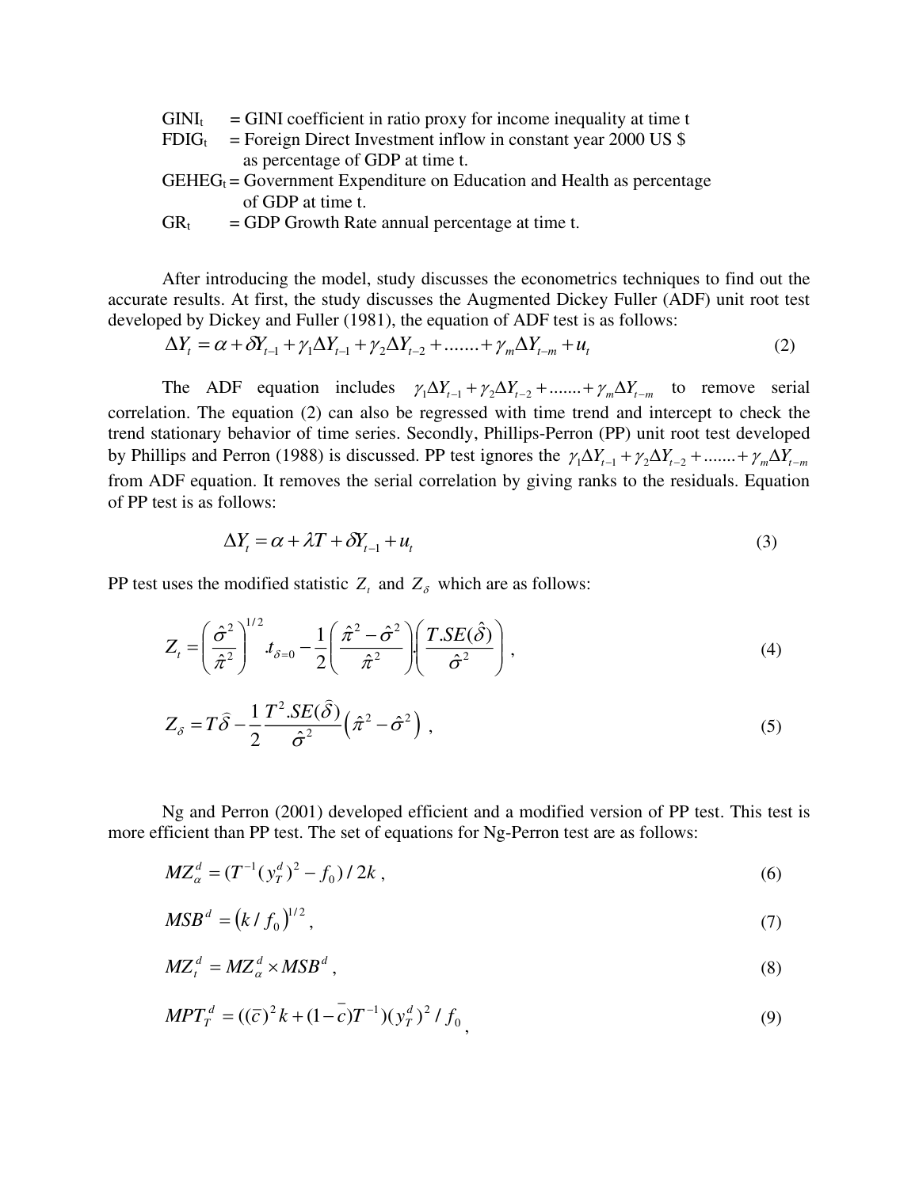$GINI_t$ = GINI coefficient in ratio proxy for income inequality at time t

$FDIG_t$ = Foreign Direct Investment inflow in constant year 2000 US $ as percentage of GDP at time t.

$GEHEG_t$ = Government Expenditure on Education and Health as percentage of GDP at time t.

$GR_t$ = GDP Growth Rate annual percentage at time t.

After introducing the model, study discusses the econometrics techniques to find out the accurate results. At first, the study discusses the Augmented Dickey Fuller (ADF) unit root test developed by Dickey and Fuller (1981), the equation of ADF test is as follows:

$$\Delta Y_t = \alpha + \delta Y_{t-1} + \gamma_1 \Delta Y_{t-1} + \gamma_2 \Delta Y_{t-2} + ....... + \gamma_m \Delta Y_{t-m} + u_t \tag{2}$$

The ADF equation includes $\gamma_1 \Delta Y_{t-1} + \gamma_2 \Delta Y_{t-2} + ....... + \gamma_m \Delta Y_{t-m}$ to remove serial correlation. The equation (2) can also be regressed with time trend and intercept to check the trend stationary behavior of time series. Secondly, Phillips-Perron (PP) unit root test developed by Phillips and Perron (1988) is discussed. PP test ignores the $\gamma_1 \Delta Y_{t-1} + \gamma_2 \Delta Y_{t-2} + ....... + \gamma_m \Delta Y_{t-m}$ from ADF equation. It removes the serial correlation by giving ranks to the residuals. Equation of PP test is as follows:

$$\Delta Y_t = \alpha + \lambda T + \delta Y_{t-1} + u_t \tag{3}$$

PP test uses the modified statistic $Z_t$ and $Z_\delta$ which are as follows:

$$Z_t = \left( \frac{\hat{\sigma}^2}{\hat{\pi}^2} \right)^{1/2} .t_{\delta=0} - \frac{1}{2} \left( \frac{\hat{\pi}^2 - \hat{\sigma}^2}{\hat{\pi}^2} \right) . \left( \frac{T.SE(\hat{\delta})}{\hat{\sigma}^2} \right), \tag{4}$$

$$Z_\delta = T\hat{\delta} - \frac{1}{2} \frac{T^2.SE(\hat{\delta})}{\hat{\sigma}^2} \left( \hat{\pi}^2 - \hat{\sigma}^2 \right), \tag{5}$$

Ng and Perron (2001) developed efficient and a modified version of PP test. This test is more efficient than PP test. The set of equations for Ng-Perron test are as follows:

$$MZ_\alpha^d = (T^{-1}(y_T^d)^2 - f_0) / 2k, \tag{6}$$

$$MSB^d = \left( k / f_0 \right)^{1/2}, \tag{7}$$

$$MZ_t^d = MZ_\alpha^d \times MSB^d, \tag{8}$$

$$MPT_T^d = ((\bar{c})^2 k + (1-\bar{c})T^{-1})(y_T^d)^2 / f_0, \tag{9}$$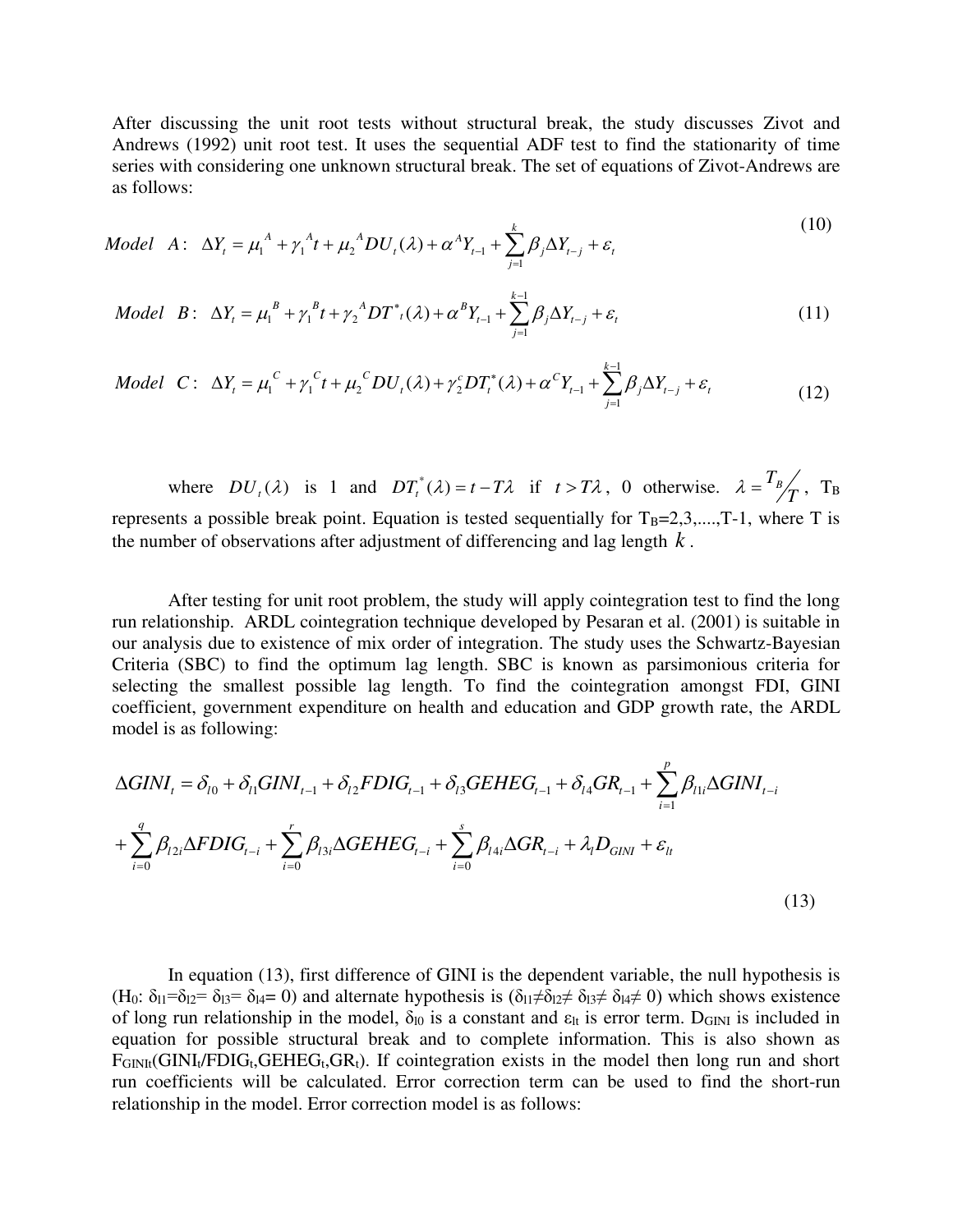After discussing the unit root tests without structural break, the study discusses Zivot and Andrews (1992) unit root test. It uses the sequential ADF test to find the stationarity of time series with considering one unknown structural break. The set of equations of Zivot-Andrews are as follows:

$$Model \quad A: \quad \Delta Y_t = \mu_1^A + \gamma_1^A t + \mu_2^A DU_t(\lambda) + \alpha^A Y_{t-1} + \sum_{j=1}^{k} \beta_j \Delta Y_{t-j} + \varepsilon_t \tag{10}$$

$$Model \quad B: \quad \Delta Y_t = \mu_1^B + \gamma_1^B t + \gamma_2^A DT^*_t(\lambda) + \alpha^B Y_{t-1} + \sum_{j=1}^{k-1} \beta_j \Delta Y_{t-j} + \varepsilon_t \tag{11}$$

$$Model \quad C: \quad \Delta Y_t = \mu_1^C + \gamma_1^C t + \mu_2^C DU_t(\lambda) + \gamma_2^c DT_t^*(\lambda) + \alpha^C Y_{t-1} + \sum_{j=1}^{k-1} \beta_j \Delta Y_{t-j} + \varepsilon_t \tag{12}$$

where $DU_t(\lambda)$ is 1 and $DT_t^*(\lambda) = t - T\lambda$ if $t > T\lambda$, 0 otherwise. $\lambda = T_B/T$, $T_B$ represents a possible break point. Equation is tested sequentially for $T_B$=2,3,....,T-1, where T is the number of observations after adjustment of differencing and lag length $k$.

After testing for unit root problem, the study will apply cointegration test to find the long run relationship. ARDL cointegration technique developed by Pesaran et al. (2001) is suitable in our analysis due to existence of mix order of integration. The study uses the Schwartz-Bayesian Criteria (SBC) to find the optimum lag length. SBC is known as parsimonious criteria for selecting the smallest possible lag length. To find the cointegration amongst FDI, GINI coefficient, government expenditure on health and education and GDP growth rate, the ARDL model is as following:

$$\Delta GINI_t = \delta_{l0} + \delta_{l1} GINI_{t-1} + \delta_{l2} FDIG_{t-1} + \delta_{l3} GEHEG_{t-1} + \delta_{l4} GR_{t-1} + \sum_{i=1}^{p} \beta_{l1i} \Delta GINI_{t-i}$$
$$+ \sum_{i=0}^{q} \beta_{l2i} \Delta FDIG_{t-i} + \sum_{i=0}^{r} \beta_{l3i} \Delta GEHEG_{t-i} + \sum_{i=0}^{s} \beta_{l4i} \Delta GR_{t-i} + \lambda_l D_{GINI} + \varepsilon_{lt} \tag{13}$$

In equation (13), first difference of GINI is the dependent variable, the null hypothesis is ($H_0$: $\delta_{l1}=\delta_{l2}=\delta_{l3}=\delta_{l4}=0$) and alternate hypothesis is ($\delta_{l1}\neq\delta_{l2}\neq\delta_{l3}\neq\delta_{l4}\neq 0$) which shows existence of long run relationship in the model, $\delta_{l0}$ is a constant and $\varepsilon_{lt}$ is error term. $D_{GINI}$ is included in equation for possible structural break and to complete information. This is also shown as $F_{GINIt}(GINI_t/FDIG_t, GEHEG_t, GR_t)$. If cointegration exists in the model then long run and short run coefficients will be calculated. Error correction term can be used to find the short-run relationship in the model. Error correction model is as follows: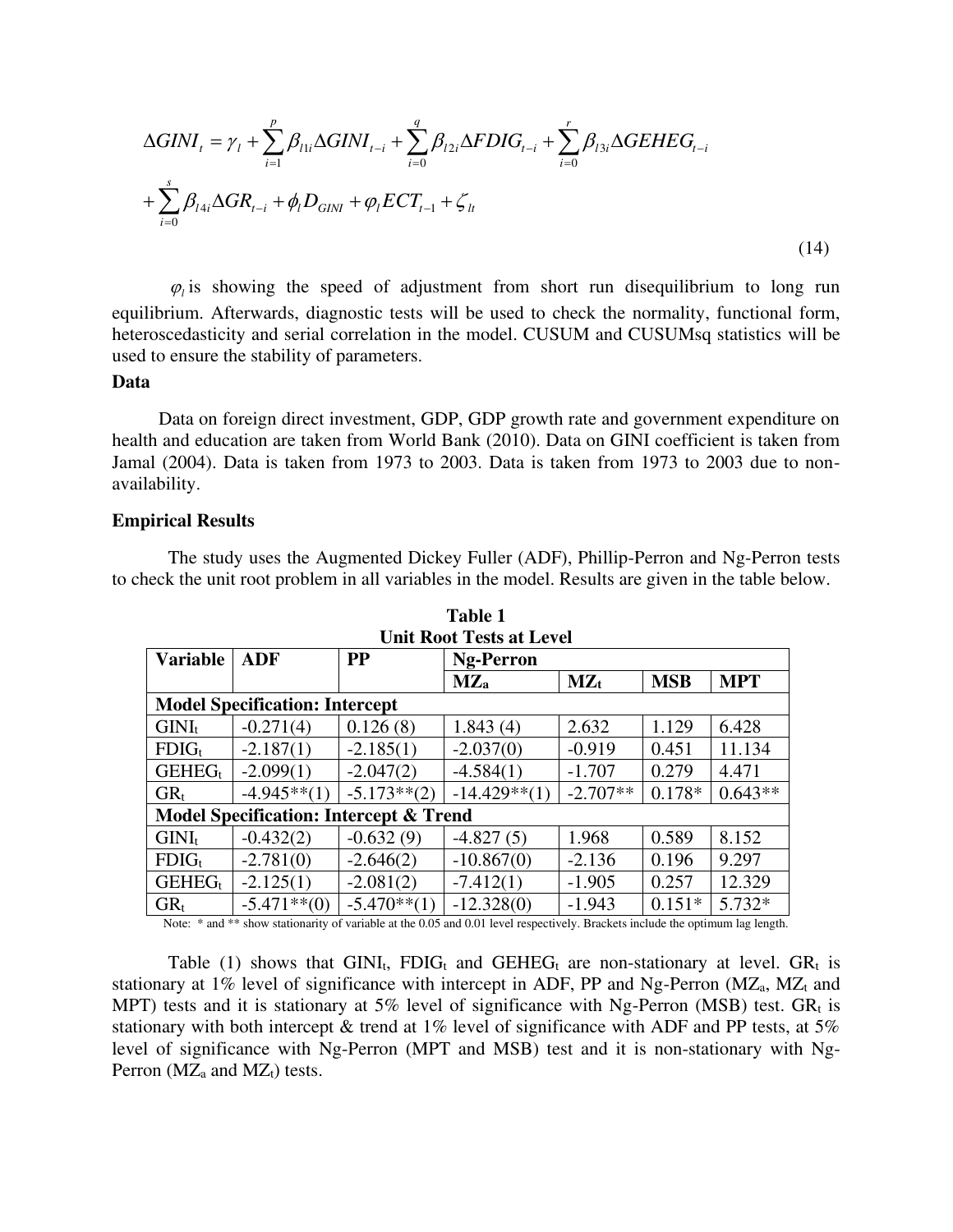$$\Delta GINI_t = \gamma_l + \sum_{i=1}^{p} \beta_{l1i} \Delta GINI_{t-i} + \sum_{i=0}^{q} \beta_{l2i} \Delta FDIG_{t-i} + \sum_{i=0}^{r} \beta_{l3i} \Delta GEHEG_{t-i}$$
$$+ \sum_{i=0}^{s} \beta_{l4i} \Delta GR_{t-i} + \phi_l D_{GINI} + \varphi_l ECT_{t-1} + \zeta_{lt} \tag{14}$$

$\varphi_l$ is showing the speed of adjustment from short run disequilibrium to long run equilibrium. Afterwards, diagnostic tests will be used to check the normality, functional form, heteroscedasticity and serial correlation in the model. CUSUM and CUSUMsq statistics will be used to ensure the stability of parameters.

**Data**

Data on foreign direct investment, GDP, GDP growth rate and government expenditure on health and education are taken from World Bank (2010). Data on GINI coefficient is taken from Jamal (2004). Data is taken from 1973 to 2003. Data is taken from 1973 to 2003 due to non-availability.

**Empirical Results**

The study uses the Augmented Dickey Fuller (ADF), Phillip-Perron and Ng-Perron tests to check the unit root problem in all variables in the model. Results are given in the table below.

**Table 1**
**Unit Root Tests at Level**

| Variable | ADF | PP | Ng-Perron | | | |
|---|---|---|---|---|---|---|
| | | | $MZ_a$ | $MZ_t$ | MSB | MPT |
| **Model Specification: Intercept** | | | | | | |
| $GINI_t$ | -0.271(4) | 0.126 (8) | 1.843 (4) | 2.632 | 1.129 | 6.428 |
| $FDIG_t$ | -2.187(1) | -2.185(1) | -2.037(0) | -0.919 | 0.451 | 11.134 |
| $GEHEG_t$ | -2.099(1) | -2.047(2) | -4.584(1) | -1.707 | 0.279 | 4.471 |
| $GR_t$ | -4.945**(1) | -5.173**(2) | -14.429**(1) | -2.707** | 0.178* | 0.643** |
| **Model Specification: Intercept & Trend** | | | | | | |
| $GINI_t$ | -0.432(2) | -0.632 (9) | -4.827 (5) | 1.968 | 0.589 | 8.152 |
| $FDIG_t$ | -2.781(0) | -2.646(2) | -10.867(0) | -2.136 | 0.196 | 9.297 |
| $GEHEG_t$ | -2.125(1) | -2.081(2) | -7.412(1) | -1.905 | 0.257 | 12.329 |
| $GR_t$ | -5.471**(0) | -5.470**(1) | -12.328(0) | -1.943 | 0.151* | 5.732* |

Note: * and ** show stationarity of variable at the 0.05 and 0.01 level respectively. Brackets include the optimum lag length.

Table (1) shows that $GINI_t$, $FDIG_t$ and $GEHEG_t$ are non-stationary at level. $GR_t$ is stationary at 1% level of significance with intercept in ADF, PP and Ng-Perron ($MZ_a$, $MZ_t$ and MPT) tests and it is stationary at 5% level of significance with Ng-Perron (MSB) test. $GR_t$ is stationary with both intercept & trend at 1% level of significance with ADF and PP tests, at 5% level of significance with Ng-Perron (MPT and MSB) test and it is non-stationary with Ng-Perron ($MZ_a$ and $MZ_t$) tests.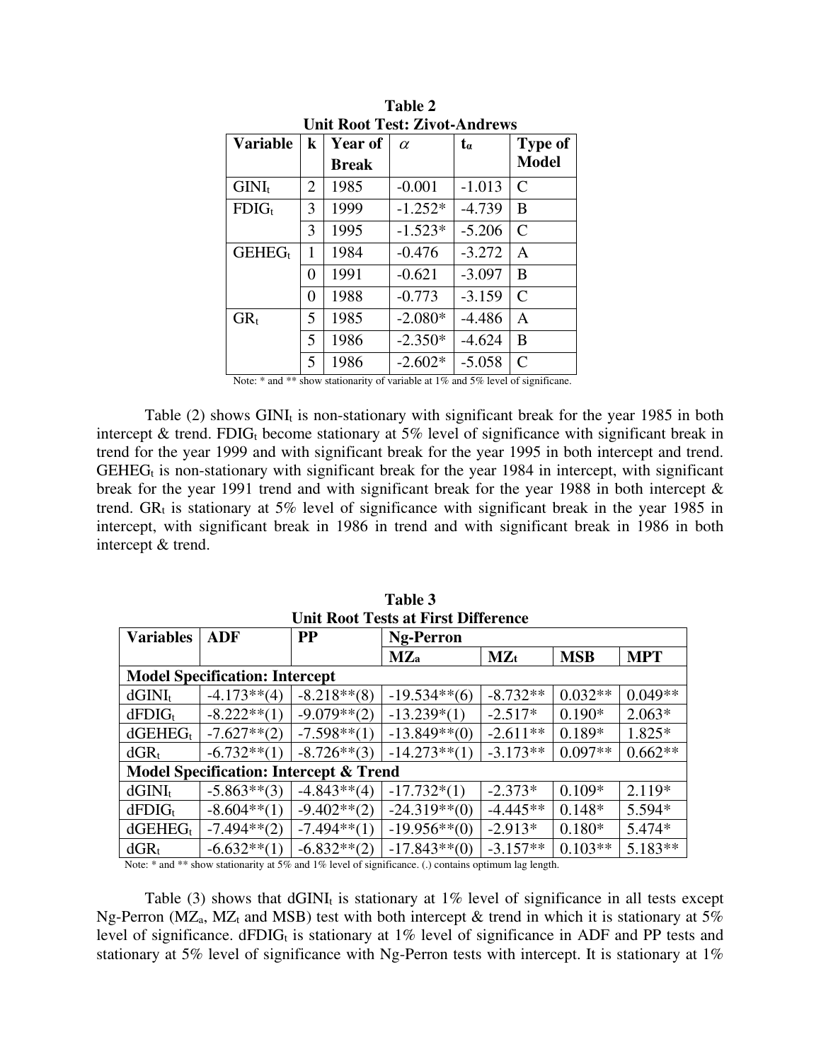**Table 2**
**Unit Root Test: Zivot-Andrews**

| Variable | k | Year of Break | $\alpha$ | $t_\alpha$ | Type of Model |
|---|---|---|---|---|---|
| $GINI_t$ | 2 | 1985 | -0.001 | -1.013 | C |
| $FDIG_t$ | 3 | 1999 | -1.252* | -4.739 | B |
| | 3 | 1995 | -1.523* | -5.206 | C |
| $GEHEG_t$ | 1 | 1984 | -0.476 | -3.272 | A |
| | 0 | 1991 | -0.621 | -3.097 | B |
| | 0 | 1988 | -0.773 | -3.159 | C |
| $GR_t$ | 5 | 1985 | -2.080* | -4.486 | A |
| | 5 | 1986 | -2.350* | -4.624 | B |
| | 5 | 1986 | -2.602* | -5.058 | C |

Note: * and ** show stationarity of variable at 1% and 5% level of significane.

Table (2) shows $GINI_t$ is non-stationary with significant break for the year 1985 in both intercept & trend. $FDIG_t$ become stationary at 5% level of significance with significant break in trend for the year 1999 and with significant break for the year 1995 in both intercept and trend. $GEHEG_t$ is non-stationary with significant break for the year 1984 in intercept, with significant break for the year 1991 trend and with significant break for the year 1988 in both intercept & trend. $GR_t$ is stationary at 5% level of significance with significant break in the year 1985 in intercept, with significant break in 1986 in trend and with significant break in 1986 in both intercept & trend.

**Table 3**
**Unit Root Tests at First Difference**

| Variables | ADF | PP | Ng-Perron | | | |
|---|---|---|---|---|---|---|
| | | | $MZ_a$ | $MZ_t$ | MSB | MPT |
| **Model Specification: Intercept** | | | | | | |
| $dGINI_t$ | -4.173**(4) | -8.218**(8) | -19.534**(6) | -8.732** | 0.032** | 0.049** |
| $dFDIG_t$ | -8.222**(1) | -9.079**(2) | -13.239*(1) | -2.517* | 0.190* | 2.063* |
| $dGEHEG_t$ | -7.627**(2) | -7.598**(1) | -13.849**(0) | -2.611** | 0.189* | 1.825* |
| $dGR_t$ | -6.732**(1) | -8.726**(3) | -14.273**(1) | -3.173** | 0.097** | 0.662** |
| **Model Specification: Intercept & Trend** | | | | | | |
| $dGINI_t$ | -5.863**(3) | -4.843**(4) | -17.732*(1) | -2.373* | 0.109* | 2.119* |
| $dFDIG_t$ | -8.604**(1) | -9.402**(2) | -24.319**(0) | -4.445** | 0.148* | 5.594* |
| $dGEHEG_t$ | -7.494**(2) | -7.494**(1) | -19.956**(0) | -2.913* | 0.180* | 5.474* |
| $dGR_t$ | -6.632**(1) | -6.832**(2) | -17.843**(0) | -3.157** | 0.103** | 5.183** |

Note: * and ** show stationarity at 5% and 1% level of significance. (.) contains optimum lag length.

Table (3) shows that $dGINI_t$ is stationary at 1% level of significance in all tests except Ng-Perron ($MZ_a$, $MZ_t$ and MSB) test with both intercept & trend in which it is stationary at 5% level of significance. $dFDIG_t$ is stationary at 1% level of significance in ADF and PP tests and stationary at 5% level of significance with Ng-Perron tests with intercept. It is stationary at 1%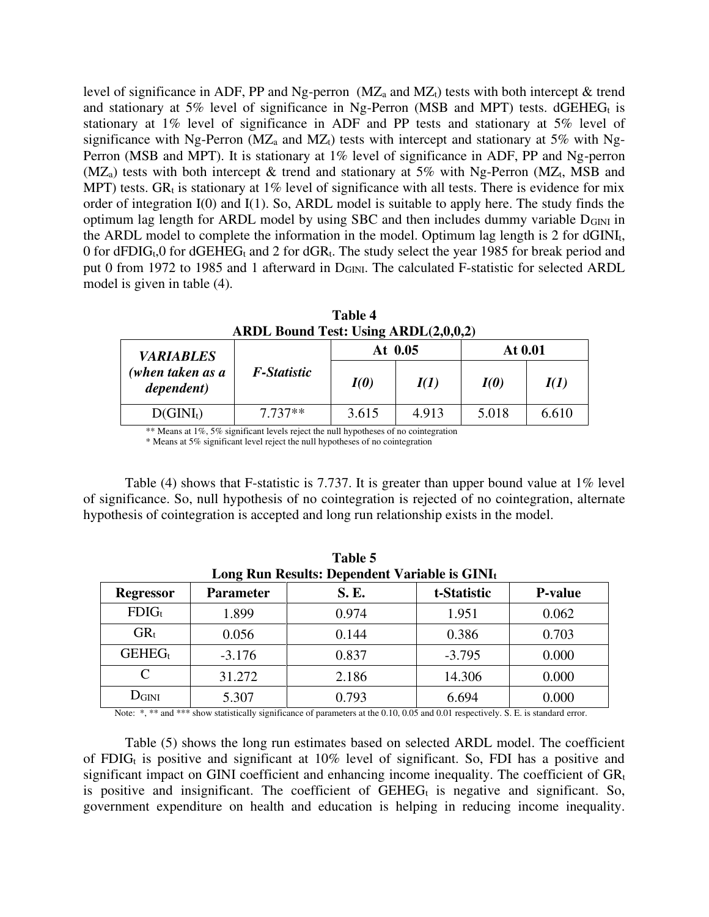level of significance in ADF, PP and Ng-perron ($MZ_a$ and $MZ_t$) tests with both intercept & trend and stationary at 5% level of significance in Ng-Perron (MSB and MPT) tests. $dGEHEG_t$ is stationary at 1% level of significance in ADF and PP tests and stationary at 5% level of significance with Ng-Perron ($MZ_a$ and $MZ_t$) tests with intercept and stationary at 5% with Ng-Perron (MSB and MPT). It is stationary at 1% level of significance in ADF, PP and Ng-perron ($MZ_a$) tests with both intercept & trend and stationary at 5% with Ng-Perron ($MZ_t$, MSB and MPT) tests. $GR_t$ is stationary at 1% level of significance with all tests. There is evidence for mix order of integration I(0) and I(1). So, ARDL model is suitable to apply here. The study finds the optimum lag length for ARDL model by using SBC and then includes dummy variable $D_{GINI}$ in the ARDL model to complete the information in the model. Optimum lag length is 2 for $dGINI_t$, 0 for $dFDIG_t$,0 for $dGEHEG_t$ and 2 for $dGR_t$. The study select the year 1985 for break period and put 0 from 1972 to 1985 and 1 afterward in $D_{GINI}$. The calculated F-statistic for selected ARDL model is given in table (4).

**Table 4**
**ARDL Bound Test: Using ARDL(2,0,0,2)**

| *VARIABLES (when taken as a dependent)* | *F-Statistic* | At 0.05 | | At 0.01 | |
|---|---|---|---|---|---|
| | | *I(0)* | *I(1)* | *I(0)* | *I(1)* |
| $D(GINI_t)$ | 7.737** | 3.615 | 4.913 | 5.018 | 6.610 |

** Means at 1%, 5% significant levels reject the null hypotheses of no cointegration
* Means at 5% significant level reject the null hypotheses of no cointegration

Table (4) shows that F-statistic is 7.737. It is greater than upper bound value at 1% level of significance. So, null hypothesis of no cointegration is rejected of no cointegration, alternate hypothesis of cointegration is accepted and long run relationship exists in the model.

**Table 5**
**Long Run Results: Dependent Variable is $GINI_t$**

| Regressor | Parameter | S. E. | t-Statistic | P-value |
|---|---|---|---|---|
| $FDIG_t$ | 1.899 | 0.974 | 1.951 | 0.062 |
| $GR_t$ | 0.056 | 0.144 | 0.386 | 0.703 |
| $GEHEG_t$ | -3.176 | 0.837 | -3.795 | 0.000 |
| C | 31.272 | 2.186 | 14.306 | 0.000 |
| $D_{GINI}$ | 5.307 | 0.793 | 6.694 | 0.000 |

Note: *, ** and *** show statistically significance of parameters at the 0.10, 0.05 and 0.01 respectively. S. E. is standard error.

Table (5) shows the long run estimates based on selected ARDL model. The coefficient of $FDIG_t$ is positive and significant at 10% level of significant. So, FDI has a positive and significant impact on GINI coefficient and enhancing income inequality. The coefficient of $GR_t$ is positive and insignificant. The coefficient of $GEHEG_t$ is negative and significant. So, government expenditure on health and education is helping in reducing income inequality.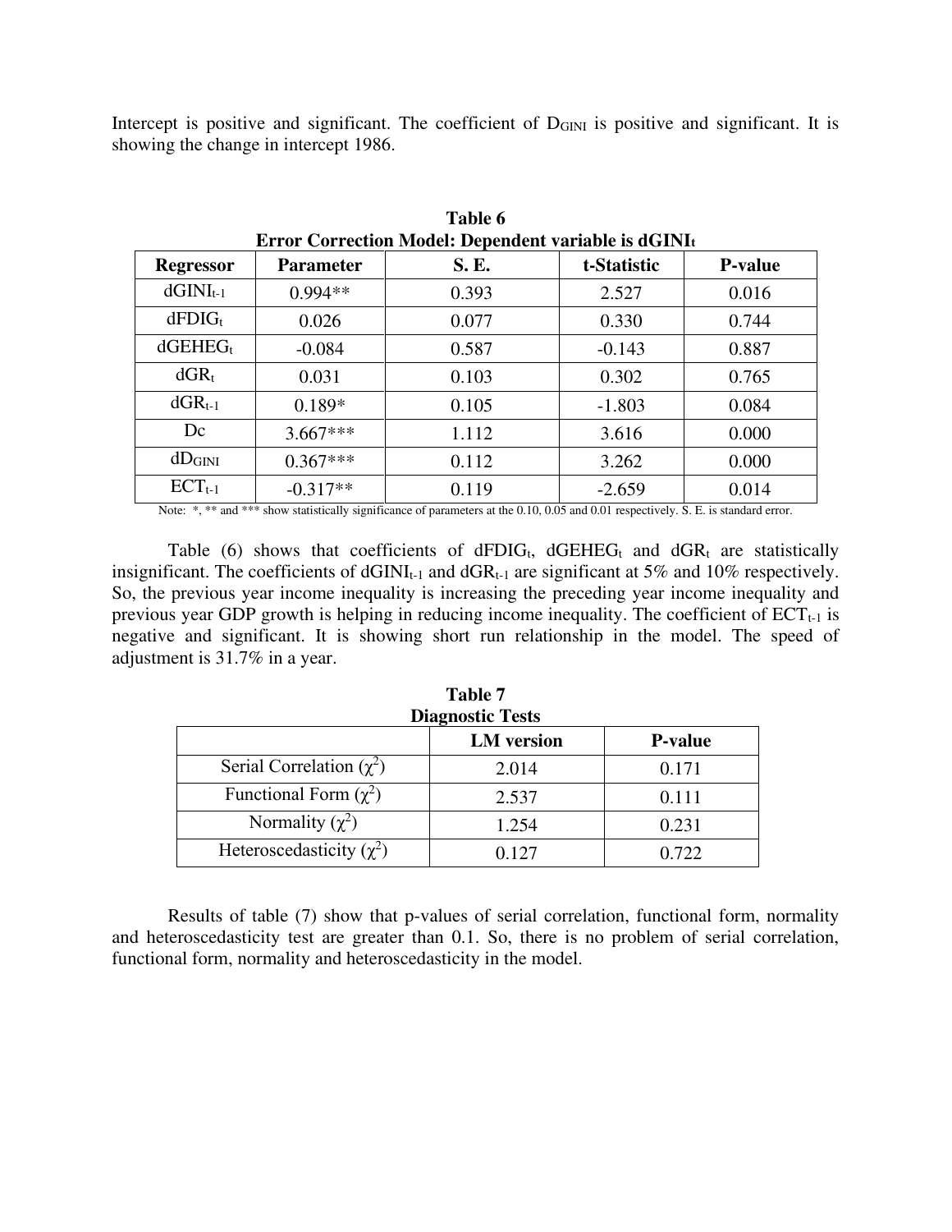Intercept is positive and significant. The coefficient of $D_{GINI}$ is positive and significant. It is showing the change in intercept 1986.

**Table 6**
**Error Correction Model: Dependent variable is $dGINI_t$**

| Regressor | Parameter | S. E. | t-Statistic | P-value |
|---|---|---|---|---|
| $dGINI_{t-1}$ | 0.994** | 0.393 | 2.527 | 0.016 |
| $dFDIG_t$ | 0.026 | 0.077 | 0.330 | 0.744 |
| $dGEHEG_t$ | -0.084 | 0.587 | -0.143 | 0.887 |
| $dGR_t$ | 0.031 | 0.103 | 0.302 | 0.765 |
| $dGR_{t-1}$ | 0.189* | 0.105 | -1.803 | 0.084 |
| Dc | 3.667*** | 1.112 | 3.616 | 0.000 |
| $dD_{GINI}$ | 0.367*** | 0.112 | 3.262 | 0.000 |
| $ECT_{t-1}$ | -0.317** | 0.119 | -2.659 | 0.014 |

Note: *, ** and *** show statistically significance of parameters at the 0.10, 0.05 and 0.01 respectively. S. E. is standard error.

Table (6) shows that coefficients of $dFDIG_t$, $dGEHEG_t$ and $dGR_t$ are statistically insignificant. The coefficients of $dGINI_{t-1}$ and $dGR_{t-1}$ are significant at 5% and 10% respectively. So, the previous year income inequality is increasing the preceding year income inequality and previous year GDP growth is helping in reducing income inequality. The coefficient of $ECT_{t-1}$ is negative and significant. It is showing short run relationship in the model. The speed of adjustment is 31.7% in a year.

**Table 7**
**Diagnostic Tests**

| | LM version | P-value |
|---|---|---|
| Serial Correlation ($\chi^2$) | 2.014 | 0.171 |
| Functional Form ($\chi^2$) | 2.537 | 0.111 |
| Normality ($\chi^2$) | 1.254 | 0.231 |
| Heteroscedasticity ($\chi^2$) | 0.127 | 0.722 |

Results of table (7) show that p-values of serial correlation, functional form, normality and heteroscedasticity test are greater than 0.1. So, there is no problem of serial correlation, functional form, normality and heteroscedasticity in the model.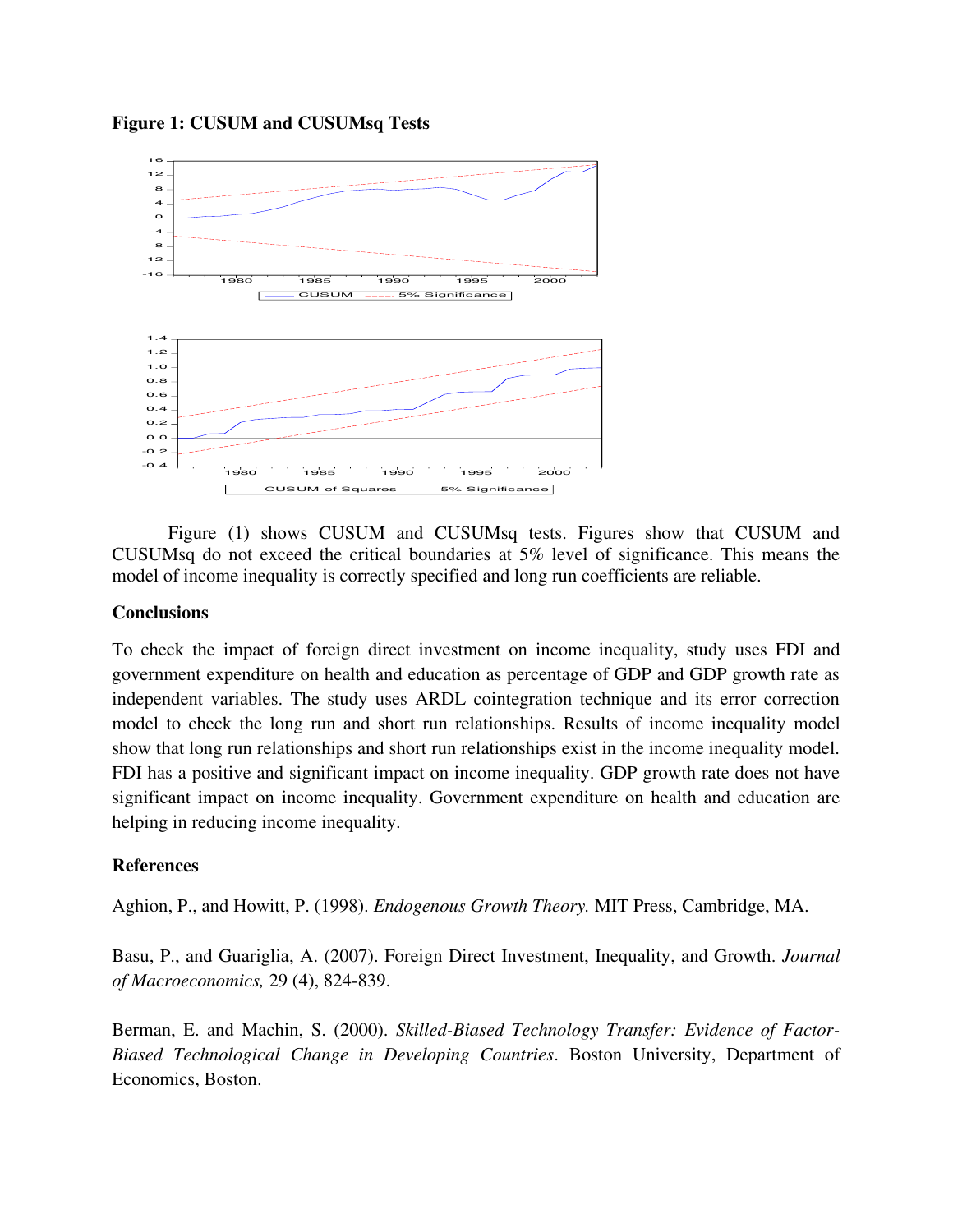**Figure 1: CUSUM and CUSUMsq Tests**

Figure (1) shows CUSUM and CUSUMsq tests. Figures show that CUSUM and CUSUMsq do not exceed the critical boundaries at 5% level of significance. This means the model of income inequality is correctly specified and long run coefficients are reliable.

**Conclusions**

To check the impact of foreign direct investment on income inequality, study uses FDI and government expenditure on health and education as percentage of GDP and GDP growth rate as independent variables. The study uses ARDL cointegration technique and its error correction model to check the long run and short run relationships. Results of income inequality model show that long run relationships and short run relationships exist in the income inequality model. FDI has a positive and significant impact on income inequality. GDP growth rate does not have significant impact on income inequality. Government expenditure on health and education are helping in reducing income inequality.

**References**

Aghion, P., and Howitt, P. (1998). *Endogenous Growth Theory.* MIT Press, Cambridge, MA.

Basu, P., and Guariglia, A. (2007). Foreign Direct Investment, Inequality, and Growth. *Journal of Macroeconomics,* 29 (4), 824-839.

Berman, E. and Machin, S. (2000). *Skilled-Biased Technology Transfer: Evidence of Factor-Biased Technological Change in Developing Countries*. Boston University, Department of Economics, Boston.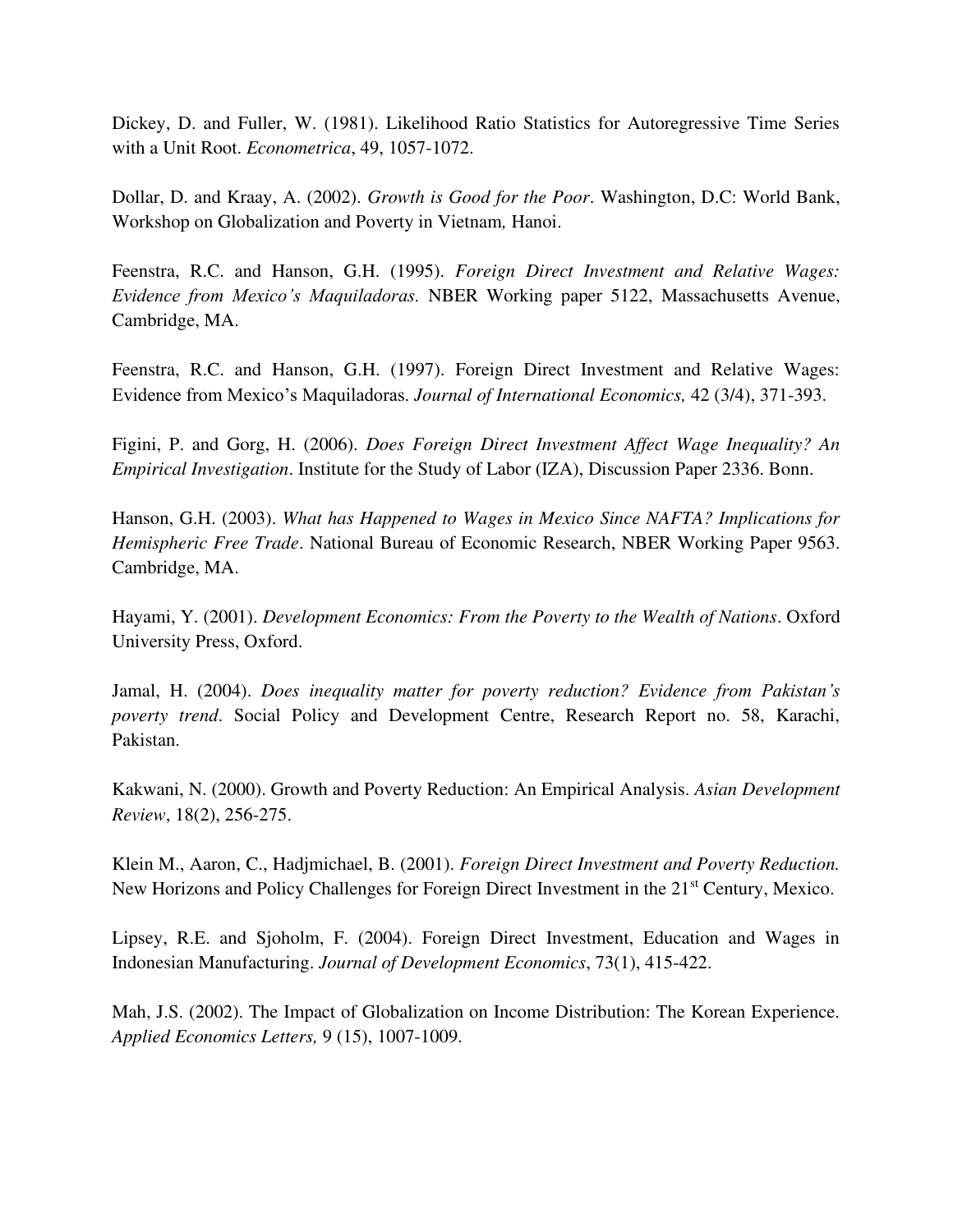Dickey, D. and Fuller, W. (1981). Likelihood Ratio Statistics for Autoregressive Time Series with a Unit Root. *Econometrica*, 49, 1057-1072.

Dollar, D. and Kraay, A. (2002). *Growth is Good for the Poor*. Washington, D.C: World Bank, Workshop on Globalization and Poverty in Vietnam*,* Hanoi.

Feenstra, R.C. and Hanson, G.H. (1995). *Foreign Direct Investment and Relative Wages: Evidence from Mexico's Maquiladoras.* NBER Working paper 5122, Massachusetts Avenue, Cambridge, MA.

Feenstra, R.C. and Hanson, G.H. (1997). Foreign Direct Investment and Relative Wages: Evidence from Mexico's Maquiladoras. *Journal of International Economics,* 42 (3/4), 371-393.

Figini, P. and Gorg, H. (2006). *Does Foreign Direct Investment Affect Wage Inequality? An Empirical Investigation*. Institute for the Study of Labor (IZA), Discussion Paper 2336. Bonn.

Hanson, G.H. (2003). *What has Happened to Wages in Mexico Since NAFTA? Implications for Hemispheric Free Trade*. National Bureau of Economic Research, NBER Working Paper 9563. Cambridge, MA.

Hayami, Y. (2001). *Development Economics: From the Poverty to the Wealth of Nations*. Oxford University Press, Oxford.

Jamal, H. (2004). *Does inequality matter for poverty reduction? Evidence from Pakistan's poverty trend*. Social Policy and Development Centre, Research Report no. 58, Karachi, Pakistan.

Kakwani, N. (2000). Growth and Poverty Reduction: An Empirical Analysis. *Asian Development Review*, 18(2), 256-275.

Klein M., Aaron, C., Hadjmichael, B. (2001). *Foreign Direct Investment and Poverty Reduction.* New Horizons and Policy Challenges for Foreign Direct Investment in the 21st Century, Mexico.

Lipsey, R.E. and Sjoholm, F. (2004). Foreign Direct Investment, Education and Wages in Indonesian Manufacturing. *Journal of Development Economics*, 73(1), 415-422.

Mah, J.S. (2002). The Impact of Globalization on Income Distribution: The Korean Experience. *Applied Economics Letters,* 9 (15), 1007-1009.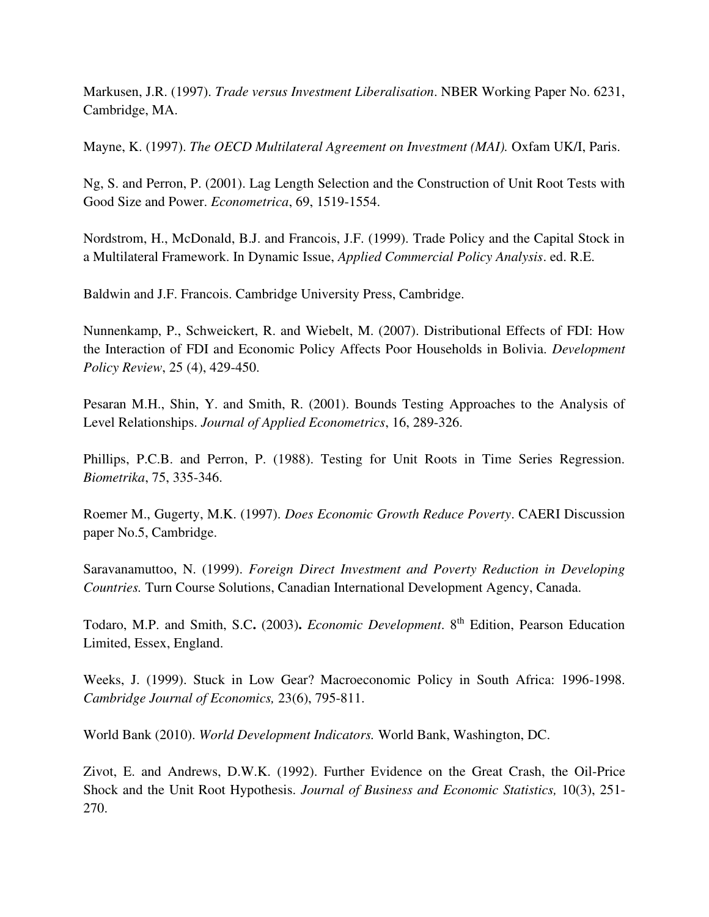Markusen, J.R. (1997). *Trade versus Investment Liberalisation*. NBER Working Paper No. 6231, Cambridge, MA.

Mayne, K. (1997). *The OECD Multilateral Agreement on Investment (MAI).* Oxfam UK/I, Paris.

Ng, S. and Perron, P. (2001). Lag Length Selection and the Construction of Unit Root Tests with Good Size and Power. *Econometrica*, 69, 1519-1554.

Nordstrom, H., McDonald, B.J. and Francois, J.F. (1999). Trade Policy and the Capital Stock in a Multilateral Framework. In Dynamic Issue, *Applied Commercial Policy Analysis*. ed. R.E.

Baldwin and J.F. Francois. Cambridge University Press, Cambridge.

Nunnenkamp, P., Schweickert, R. and Wiebelt, M. (2007). Distributional Effects of FDI: How the Interaction of FDI and Economic Policy Affects Poor Households in Bolivia. *Development Policy Review*, 25 (4), 429-450.

Pesaran M.H., Shin, Y. and Smith, R. (2001). Bounds Testing Approaches to the Analysis of Level Relationships. *Journal of Applied Econometrics*, 16, 289-326.

Phillips, P.C.B. and Perron, P. (1988). Testing for Unit Roots in Time Series Regression. *Biometrika*, 75, 335-346.

Roemer M., Gugerty, M.K. (1997). *Does Economic Growth Reduce Poverty*. CAERI Discussion paper No.5, Cambridge.

Saravanamuttoo, N. (1999). *Foreign Direct Investment and Poverty Reduction in Developing Countries.* Turn Course Solutions, Canadian International Development Agency, Canada.

Todaro, M.P. and Smith, S.C**.** (2003)**.** *Economic Development*. 8th Edition, Pearson Education Limited, Essex, England.

Weeks, J. (1999). Stuck in Low Gear? Macroeconomic Policy in South Africa: 1996-1998. *Cambridge Journal of Economics,* 23(6), 795-811.

World Bank (2010). *World Development Indicators.* World Bank, Washington, DC.

Zivot, E. and Andrews, D.W.K. (1992). Further Evidence on the Great Crash, the Oil-Price Shock and the Unit Root Hypothesis. *Journal of Business and Economic Statistics,* 10(3), 251-270.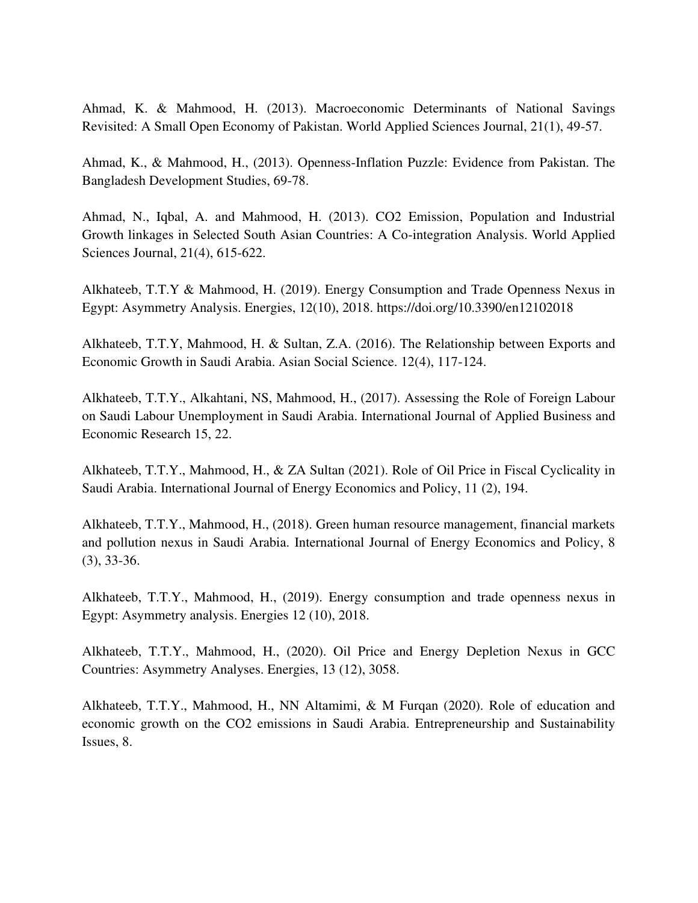Ahmad, K. & Mahmood, H. (2013). Macroeconomic Determinants of National Savings Revisited: A Small Open Economy of Pakistan. World Applied Sciences Journal, 21(1), 49-57.

Ahmad, K., & Mahmood, H., (2013). Openness-Inflation Puzzle: Evidence from Pakistan. The Bangladesh Development Studies, 69-78.

Ahmad, N., Iqbal, A. and Mahmood, H. (2013). CO2 Emission, Population and Industrial Growth linkages in Selected South Asian Countries: A Co-integration Analysis. World Applied Sciences Journal, 21(4), 615-622.

Alkhateeb, T.T.Y & Mahmood, H. (2019). Energy Consumption and Trade Openness Nexus in Egypt: Asymmetry Analysis. Energies, 12(10), 2018. https://doi.org/10.3390/en12102018

Alkhateeb, T.T.Y, Mahmood, H. & Sultan, Z.A. (2016). The Relationship between Exports and Economic Growth in Saudi Arabia. Asian Social Science. 12(4), 117-124.

Alkhateeb, T.T.Y., Alkahtani, NS, Mahmood, H., (2017). Assessing the Role of Foreign Labour on Saudi Labour Unemployment in Saudi Arabia. International Journal of Applied Business and Economic Research 15, 22.

Alkhateeb, T.T.Y., Mahmood, H., & ZA Sultan (2021). Role of Oil Price in Fiscal Cyclicality in Saudi Arabia. International Journal of Energy Economics and Policy, 11 (2), 194.

Alkhateeb, T.T.Y., Mahmood, H., (2018). Green human resource management, financial markets and pollution nexus in Saudi Arabia. International Journal of Energy Economics and Policy, 8 (3), 33-36.

Alkhateeb, T.T.Y., Mahmood, H., (2019). Energy consumption and trade openness nexus in Egypt: Asymmetry analysis. Energies 12 (10), 2018.

Alkhateeb, T.T.Y., Mahmood, H., (2020). Oil Price and Energy Depletion Nexus in GCC Countries: Asymmetry Analyses. Energies, 13 (12), 3058.

Alkhateeb, T.T.Y., Mahmood, H., NN Altamimi, & M Furqan (2020). Role of education and economic growth on the CO2 emissions in Saudi Arabia. Entrepreneurship and Sustainability Issues, 8.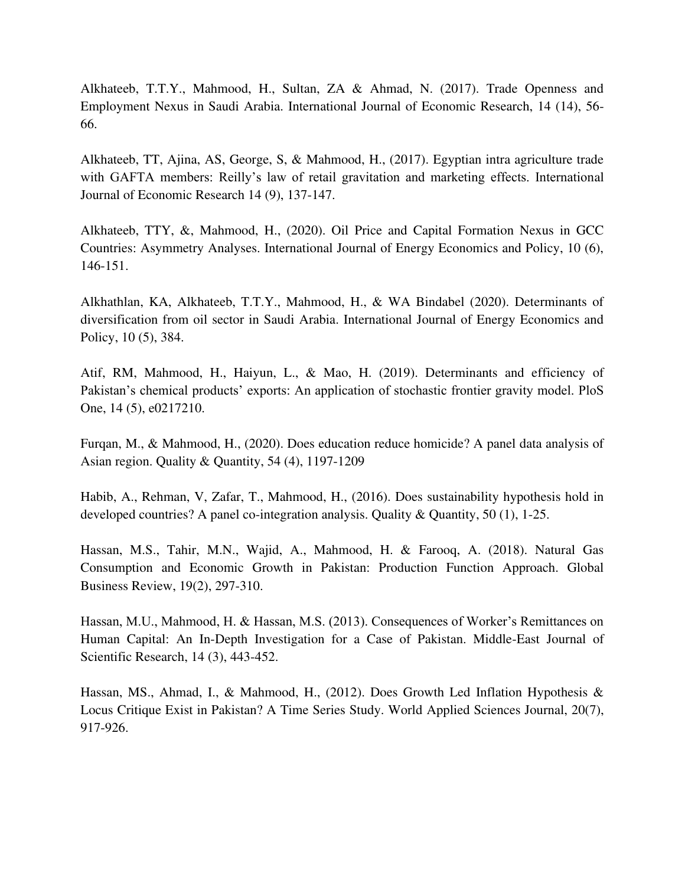Alkhateeb, T.T.Y., Mahmood, H., Sultan, ZA & Ahmad, N. (2017). Trade Openness and Employment Nexus in Saudi Arabia. International Journal of Economic Research, 14 (14), 56-66.

Alkhateeb, TT, Ajina, AS, George, S, & Mahmood, H., (2017). Egyptian intra agriculture trade with GAFTA members: Reilly's law of retail gravitation and marketing effects. International Journal of Economic Research 14 (9), 137-147.

Alkhateeb, TTY, &, Mahmood, H., (2020). Oil Price and Capital Formation Nexus in GCC Countries: Asymmetry Analyses. International Journal of Energy Economics and Policy, 10 (6), 146-151.

Alkhathlan, KA, Alkhateeb, T.T.Y., Mahmood, H., & WA Bindabel (2020). Determinants of diversification from oil sector in Saudi Arabia. International Journal of Energy Economics and Policy, 10 (5), 384.

Atif, RM, Mahmood, H., Haiyun, L., & Mao, H. (2019). Determinants and efficiency of Pakistan's chemical products' exports: An application of stochastic frontier gravity model. PloS One, 14 (5), e0217210.

Furqan, M., & Mahmood, H., (2020). Does education reduce homicide? A panel data analysis of Asian region. Quality & Quantity, 54 (4), 1197-1209

Habib, A., Rehman, V, Zafar, T., Mahmood, H., (2016). Does sustainability hypothesis hold in developed countries? A panel co-integration analysis. Quality & Quantity, 50 (1), 1-25.

Hassan, M.S., Tahir, M.N., Wajid, A., Mahmood, H. & Farooq, A. (2018). Natural Gas Consumption and Economic Growth in Pakistan: Production Function Approach. Global Business Review, 19(2), 297-310.

Hassan, M.U., Mahmood, H. & Hassan, M.S. (2013). Consequences of Worker's Remittances on Human Capital: An In-Depth Investigation for a Case of Pakistan. Middle-East Journal of Scientific Research, 14 (3), 443-452.

Hassan, MS., Ahmad, I., & Mahmood, H., (2012). Does Growth Led Inflation Hypothesis & Locus Critique Exist in Pakistan? A Time Series Study. World Applied Sciences Journal, 20(7), 917-926.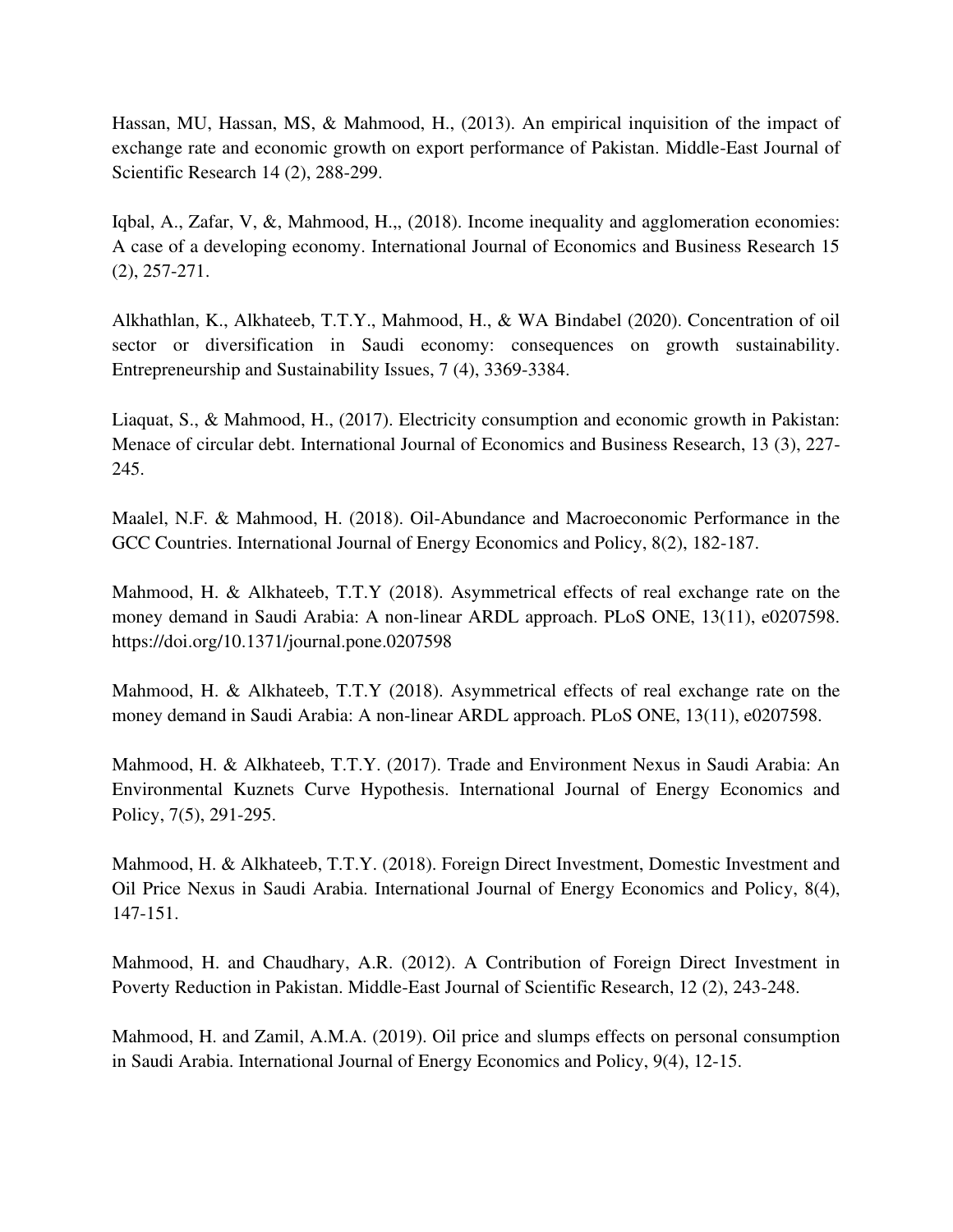Hassan, MU, Hassan, MS, & Mahmood, H., (2013). An empirical inquisition of the impact of exchange rate and economic growth on export performance of Pakistan. Middle-East Journal of Scientific Research 14 (2), 288-299.

Iqbal, A., Zafar, V, &, Mahmood, H.,, (2018). Income inequality and agglomeration economies: A case of a developing economy. International Journal of Economics and Business Research 15 (2), 257-271.

Alkhathlan, K., Alkhateeb, T.T.Y., Mahmood, H., & WA Bindabel (2020). Concentration of oil sector or diversification in Saudi economy: consequences on growth sustainability. Entrepreneurship and Sustainability Issues, 7 (4), 3369-3384.

Liaquat, S., & Mahmood, H., (2017). Electricity consumption and economic growth in Pakistan: Menace of circular debt. International Journal of Economics and Business Research, 13 (3), 227-245.

Maalel, N.F. & Mahmood, H. (2018). Oil-Abundance and Macroeconomic Performance in the GCC Countries. International Journal of Energy Economics and Policy, 8(2), 182-187.

Mahmood, H. & Alkhateeb, T.T.Y (2018). Asymmetrical effects of real exchange rate on the money demand in Saudi Arabia: A non-linear ARDL approach. PLoS ONE, 13(11), e0207598. https://doi.org/10.1371/journal.pone.0207598

Mahmood, H. & Alkhateeb, T.T.Y (2018). Asymmetrical effects of real exchange rate on the money demand in Saudi Arabia: A non-linear ARDL approach. PLoS ONE, 13(11), e0207598.

Mahmood, H. & Alkhateeb, T.T.Y. (2017). Trade and Environment Nexus in Saudi Arabia: An Environmental Kuznets Curve Hypothesis. International Journal of Energy Economics and Policy, 7(5), 291-295.

Mahmood, H. & Alkhateeb, T.T.Y. (2018). Foreign Direct Investment, Domestic Investment and Oil Price Nexus in Saudi Arabia. International Journal of Energy Economics and Policy, 8(4), 147-151.

Mahmood, H. and Chaudhary, A.R. (2012). A Contribution of Foreign Direct Investment in Poverty Reduction in Pakistan. Middle-East Journal of Scientific Research, 12 (2), 243-248.

Mahmood, H. and Zamil, A.M.A. (2019). Oil price and slumps effects on personal consumption in Saudi Arabia. International Journal of Energy Economics and Policy, 9(4), 12-15.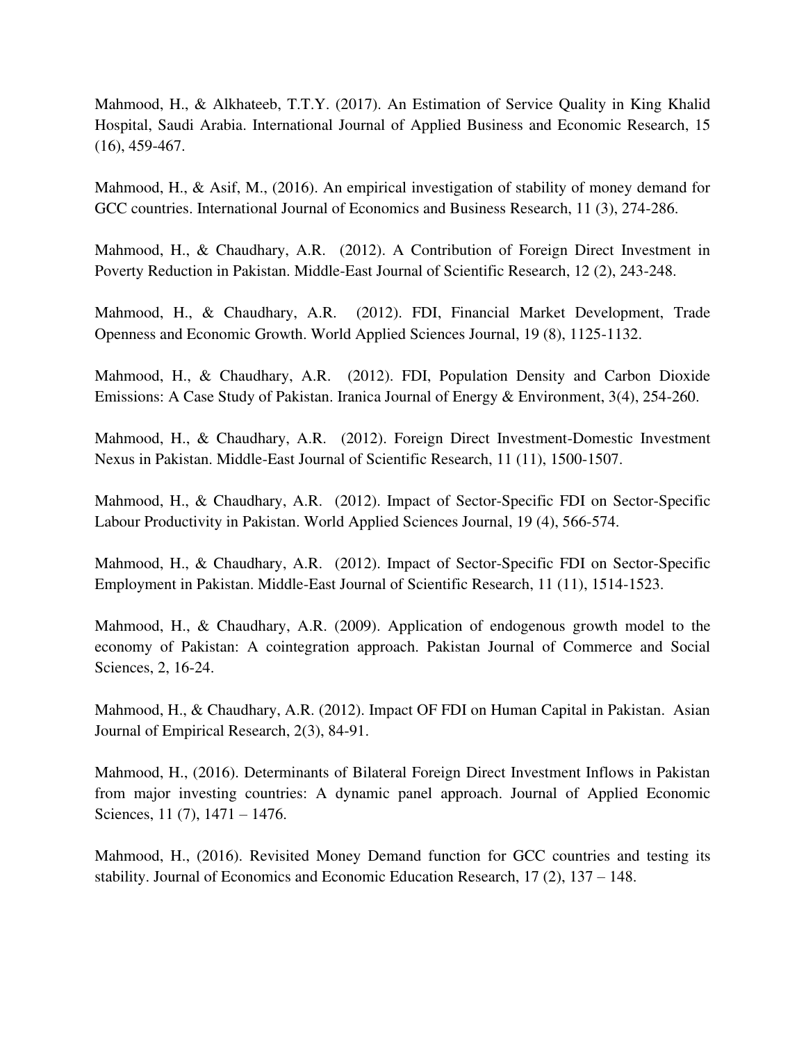Mahmood, H., & Alkhateeb, T.T.Y. (2017). An Estimation of Service Quality in King Khalid Hospital, Saudi Arabia. International Journal of Applied Business and Economic Research, 15 (16), 459-467.

Mahmood, H., & Asif, M., (2016). An empirical investigation of stability of money demand for GCC countries. International Journal of Economics and Business Research, 11 (3), 274-286.

Mahmood, H., & Chaudhary, A.R. (2012). A Contribution of Foreign Direct Investment in Poverty Reduction in Pakistan. Middle-East Journal of Scientific Research, 12 (2), 243-248.

Mahmood, H., & Chaudhary, A.R. (2012). FDI, Financial Market Development, Trade Openness and Economic Growth. World Applied Sciences Journal, 19 (8), 1125-1132.

Mahmood, H., & Chaudhary, A.R. (2012). FDI, Population Density and Carbon Dioxide Emissions: A Case Study of Pakistan. Iranica Journal of Energy & Environment, 3(4), 254-260.

Mahmood, H., & Chaudhary, A.R. (2012). Foreign Direct Investment-Domestic Investment Nexus in Pakistan. Middle-East Journal of Scientific Research, 11 (11), 1500-1507.

Mahmood, H., & Chaudhary, A.R. (2012). Impact of Sector-Specific FDI on Sector-Specific Labour Productivity in Pakistan. World Applied Sciences Journal, 19 (4), 566-574.

Mahmood, H., & Chaudhary, A.R. (2012). Impact of Sector-Specific FDI on Sector-Specific Employment in Pakistan. Middle-East Journal of Scientific Research, 11 (11), 1514-1523.

Mahmood, H., & Chaudhary, A.R. (2009). Application of endogenous growth model to the economy of Pakistan: A cointegration approach. Pakistan Journal of Commerce and Social Sciences, 2, 16-24.

Mahmood, H., & Chaudhary, A.R. (2012). Impact OF FDI on Human Capital in Pakistan. Asian Journal of Empirical Research, 2(3), 84-91.

Mahmood, H., (2016). Determinants of Bilateral Foreign Direct Investment Inflows in Pakistan from major investing countries: A dynamic panel approach. Journal of Applied Economic Sciences, 11 (7), 1471 – 1476.

Mahmood, H., (2016). Revisited Money Demand function for GCC countries and testing its stability. Journal of Economics and Economic Education Research, 17 (2), 137 – 148.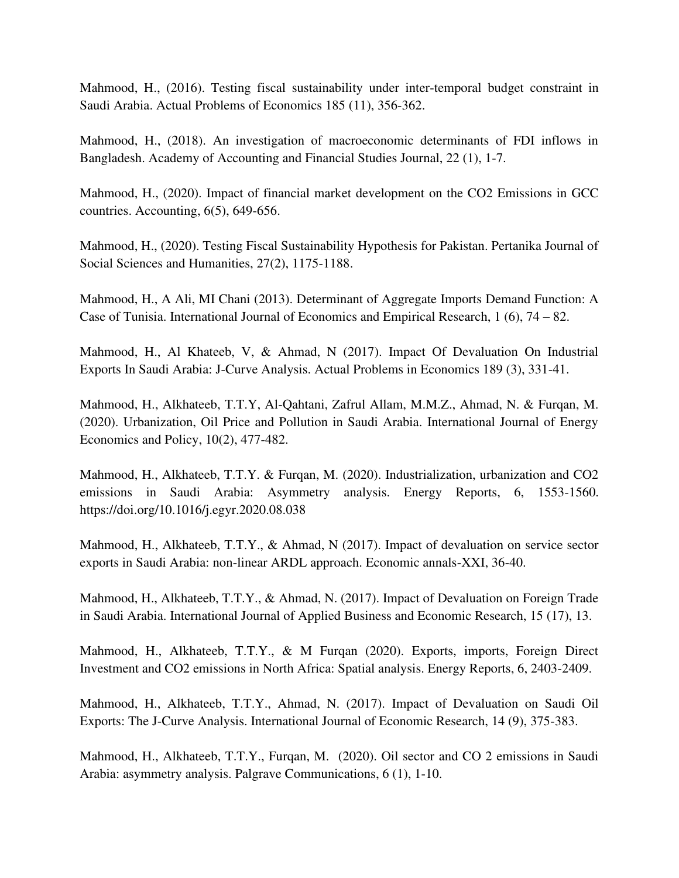Mahmood, H., (2016). Testing fiscal sustainability under inter-temporal budget constraint in Saudi Arabia. Actual Problems of Economics 185 (11), 356-362.

Mahmood, H., (2018). An investigation of macroeconomic determinants of FDI inflows in Bangladesh. Academy of Accounting and Financial Studies Journal, 22 (1), 1-7.

Mahmood, H., (2020). Impact of financial market development on the CO2 Emissions in GCC countries. Accounting, 6(5), 649-656.

Mahmood, H., (2020). Testing Fiscal Sustainability Hypothesis for Pakistan. Pertanika Journal of Social Sciences and Humanities, 27(2), 1175-1188.

Mahmood, H., A Ali, MI Chani (2013). Determinant of Aggregate Imports Demand Function: A Case of Tunisia. International Journal of Economics and Empirical Research, 1 (6), 74 – 82.

Mahmood, H., Al Khateeb, V, & Ahmad, N (2017). Impact Of Devaluation On Industrial Exports In Saudi Arabia: J-Curve Analysis. Actual Problems in Economics 189 (3), 331-41.

Mahmood, H., Alkhateeb, T.T.Y, Al-Qahtani, Zafrul Allam, M.M.Z., Ahmad, N. & Furqan, M. (2020). Urbanization, Oil Price and Pollution in Saudi Arabia. International Journal of Energy Economics and Policy, 10(2), 477-482.

Mahmood, H., Alkhateeb, T.T.Y. & Furqan, M. (2020). Industrialization, urbanization and CO2 emissions in Saudi Arabia: Asymmetry analysis. Energy Reports, 6, 1553-1560. https://doi.org/10.1016/j.egyr.2020.08.038

Mahmood, H., Alkhateeb, T.T.Y., & Ahmad, N (2017). Impact of devaluation on service sector exports in Saudi Arabia: non-linear ARDL approach. Economic annals-XXI, 36-40.

Mahmood, H., Alkhateeb, T.T.Y., & Ahmad, N. (2017). Impact of Devaluation on Foreign Trade in Saudi Arabia. International Journal of Applied Business and Economic Research, 15 (17), 13.

Mahmood, H., Alkhateeb, T.T.Y., & M Furqan (2020). Exports, imports, Foreign Direct Investment and CO2 emissions in North Africa: Spatial analysis. Energy Reports, 6, 2403-2409.

Mahmood, H., Alkhateeb, T.T.Y., Ahmad, N. (2017). Impact of Devaluation on Saudi Oil Exports: The J-Curve Analysis. International Journal of Economic Research, 14 (9), 375-383.

Mahmood, H., Alkhateeb, T.T.Y., Furqan, M. (2020). Oil sector and CO 2 emissions in Saudi Arabia: asymmetry analysis. Palgrave Communications, 6 (1), 1-10.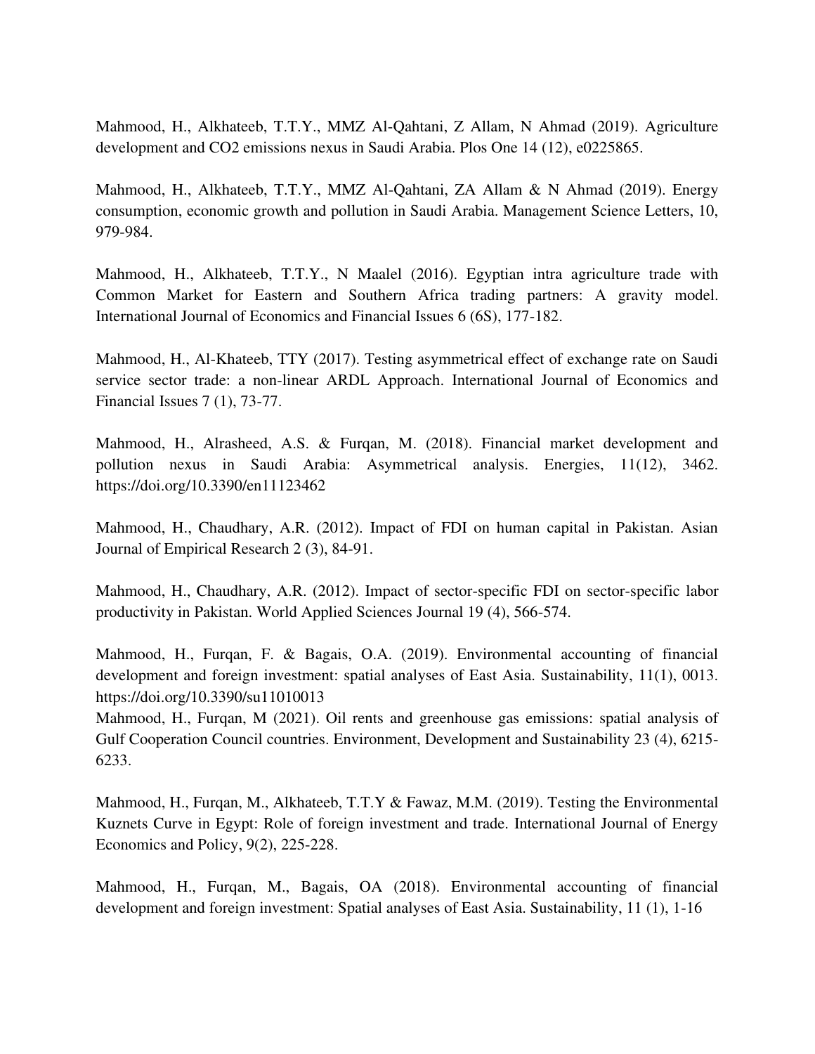Mahmood, H., Alkhateeb, T.T.Y., MMZ Al-Qahtani, Z Allam, N Ahmad (2019). Agriculture development and $CO_2$ emissions nexus in Saudi Arabia. Plos One 14 (12), e0225865.

Mahmood, H., Alkhateeb, T.T.Y., MMZ Al-Qahtani, ZA Allam & N Ahmad (2019). Energy consumption, economic growth and pollution in Saudi Arabia. Management Science Letters, 10, 979-984.

Mahmood, H., Alkhateeb, T.T.Y., N Maalel (2016). Egyptian intra agriculture trade with Common Market for Eastern and Southern Africa trading partners: A gravity model. International Journal of Economics and Financial Issues 6 (6S), 177-182.

Mahmood, H., Al-Khateeb, TTY (2017). Testing asymmetrical effect of exchange rate on Saudi service sector trade: a non-linear ARDL Approach. International Journal of Economics and Financial Issues 7 (1), 73-77.

Mahmood, H., Alrasheed, A.S. & Furqan, M. (2018). Financial market development and pollution nexus in Saudi Arabia: Asymmetrical analysis. Energies, 11(12), 3462. https://doi.org/10.3390/en11123462

Mahmood, H., Chaudhary, A.R. (2012). Impact of FDI on human capital in Pakistan. Asian Journal of Empirical Research 2 (3), 84-91.

Mahmood, H., Chaudhary, A.R. (2012). Impact of sector-specific FDI on sector-specific labor productivity in Pakistan. World Applied Sciences Journal 19 (4), 566-574.

Mahmood, H., Furqan, F. & Bagais, O.A. (2019). Environmental accounting of financial development and foreign investment: spatial analyses of East Asia. Sustainability, 11(1), 0013. https://doi.org/10.3390/su11010013

Mahmood, H., Furqan, M (2021). Oil rents and greenhouse gas emissions: spatial analysis of Gulf Cooperation Council countries. Environment, Development and Sustainability 23 (4), 6215-6233.

Mahmood, H., Furqan, M., Alkhateeb, T.T.Y & Fawaz, M.M. (2019). Testing the Environmental Kuznets Curve in Egypt: Role of foreign investment and trade. International Journal of Energy Economics and Policy, 9(2), 225-228.

Mahmood, H., Furqan, M., Bagais, OA (2018). Environmental accounting of financial development and foreign investment: Spatial analyses of East Asia. Sustainability, 11 (1), 1-16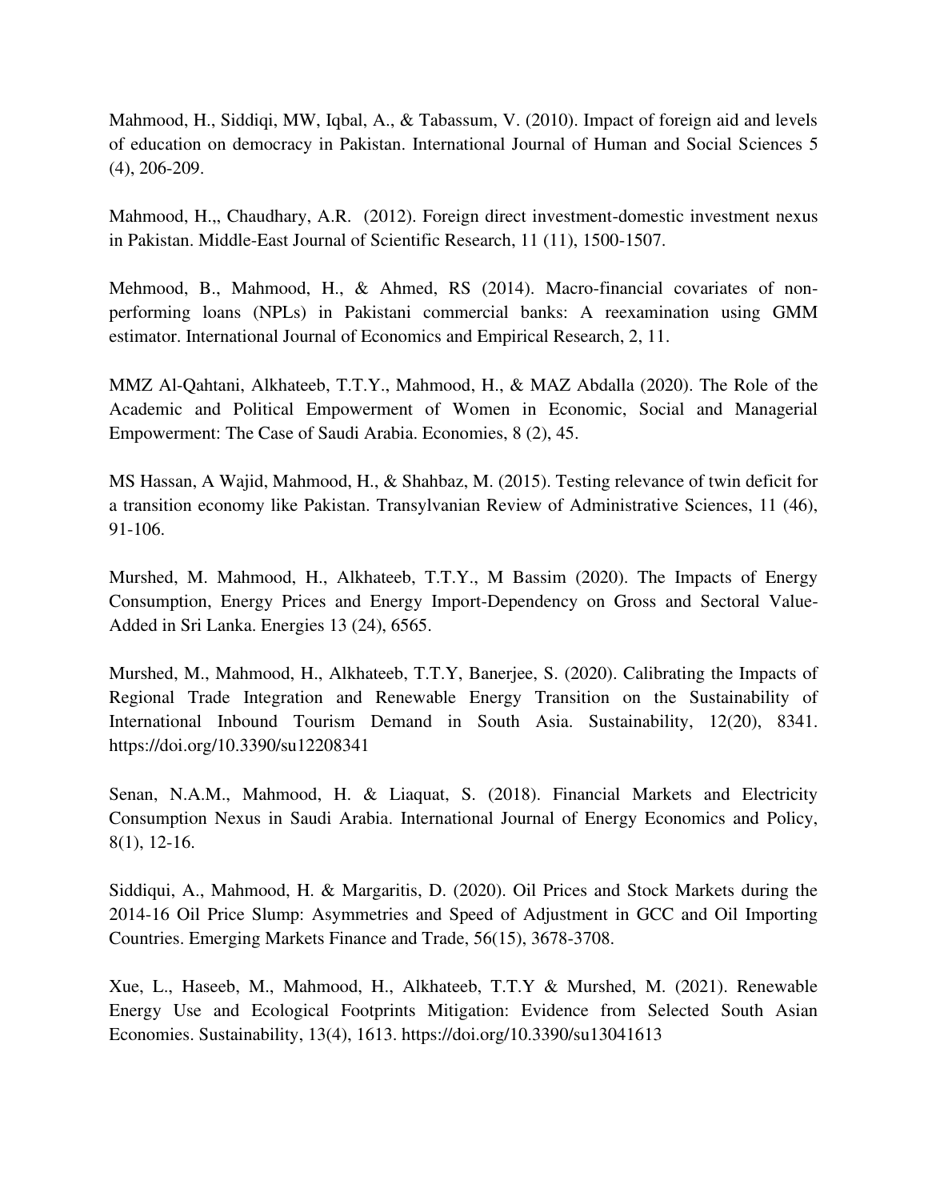Mahmood, H., Siddiqi, MW, Iqbal, A., & Tabassum, V. (2010). Impact of foreign aid and levels of education on democracy in Pakistan. International Journal of Human and Social Sciences 5 (4), 206-209.

Mahmood, H.,, Chaudhary, A.R. (2012). Foreign direct investment-domestic investment nexus in Pakistan. Middle-East Journal of Scientific Research, 11 (11), 1500-1507.

Mehmood, B., Mahmood, H., & Ahmed, RS (2014). Macro-financial covariates of non-performing loans (NPLs) in Pakistani commercial banks: A reexamination using GMM estimator. International Journal of Economics and Empirical Research, 2, 11.

MMZ Al-Qahtani, Alkhateeb, T.T.Y., Mahmood, H., & MAZ Abdalla (2020). The Role of the Academic and Political Empowerment of Women in Economic, Social and Managerial Empowerment: The Case of Saudi Arabia. Economies, 8 (2), 45.

MS Hassan, A Wajid, Mahmood, H., & Shahbaz, M. (2015). Testing relevance of twin deficit for a transition economy like Pakistan. Transylvanian Review of Administrative Sciences, 11 (46), 91-106.

Murshed, M. Mahmood, H., Alkhateeb, T.T.Y., M Bassim (2020). The Impacts of Energy Consumption, Energy Prices and Energy Import-Dependency on Gross and Sectoral Value-Added in Sri Lanka. Energies 13 (24), 6565.

Murshed, M., Mahmood, H., Alkhateeb, T.T.Y, Banerjee, S. (2020). Calibrating the Impacts of Regional Trade Integration and Renewable Energy Transition on the Sustainability of International Inbound Tourism Demand in South Asia. Sustainability, 12(20), 8341. https://doi.org/10.3390/su12208341

Senan, N.A.M., Mahmood, H. & Liaquat, S. (2018). Financial Markets and Electricity Consumption Nexus in Saudi Arabia. International Journal of Energy Economics and Policy, 8(1), 12-16.

Siddiqui, A., Mahmood, H. & Margaritis, D. (2020). Oil Prices and Stock Markets during the 2014-16 Oil Price Slump: Asymmetries and Speed of Adjustment in GCC and Oil Importing Countries. Emerging Markets Finance and Trade, 56(15), 3678-3708.

Xue, L., Haseeb, M., Mahmood, H., Alkhateeb, T.T.Y & Murshed, M. (2021). Renewable Energy Use and Ecological Footprints Mitigation: Evidence from Selected South Asian Economies. Sustainability, 13(4), 1613. https://doi.org/10.3390/su13041613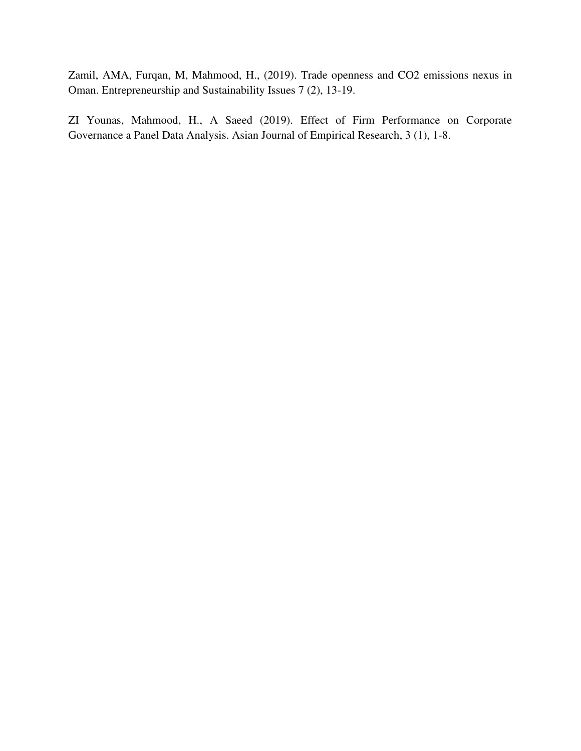Zamil, AMA, Furqan, M, Mahmood, H., (2019). Trade openness and CO2 emissions nexus in Oman. Entrepreneurship and Sustainability Issues 7 (2), 13-19.

ZI Younas, Mahmood, H., A Saeed (2019). Effect of Firm Performance on Corporate Governance a Panel Data Analysis. Asian Journal of Empirical Research, 3 (1), 1-8.